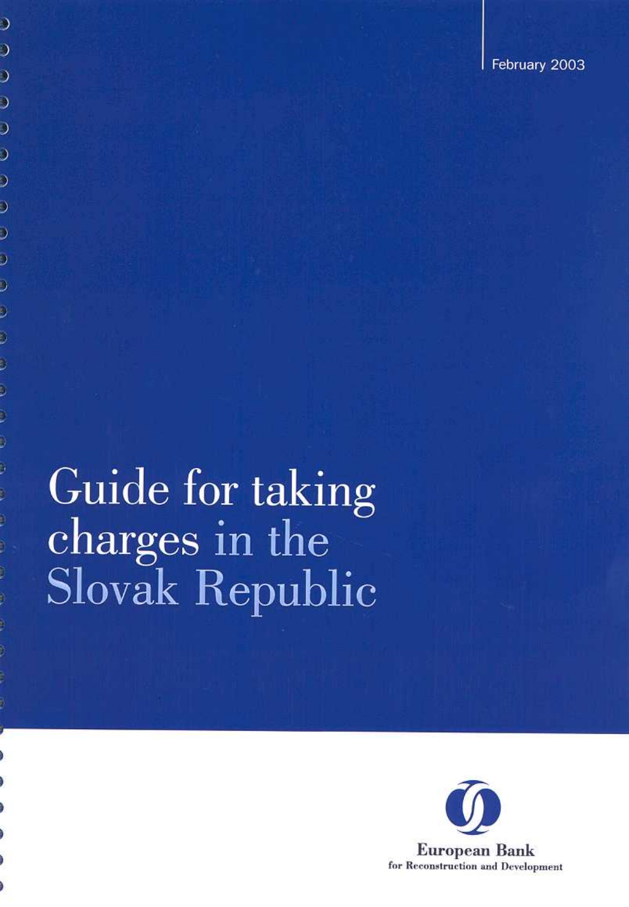February 2003

# Guide for taking charges in the Slovak Republic

**European Bank**
for Reconstruction and Development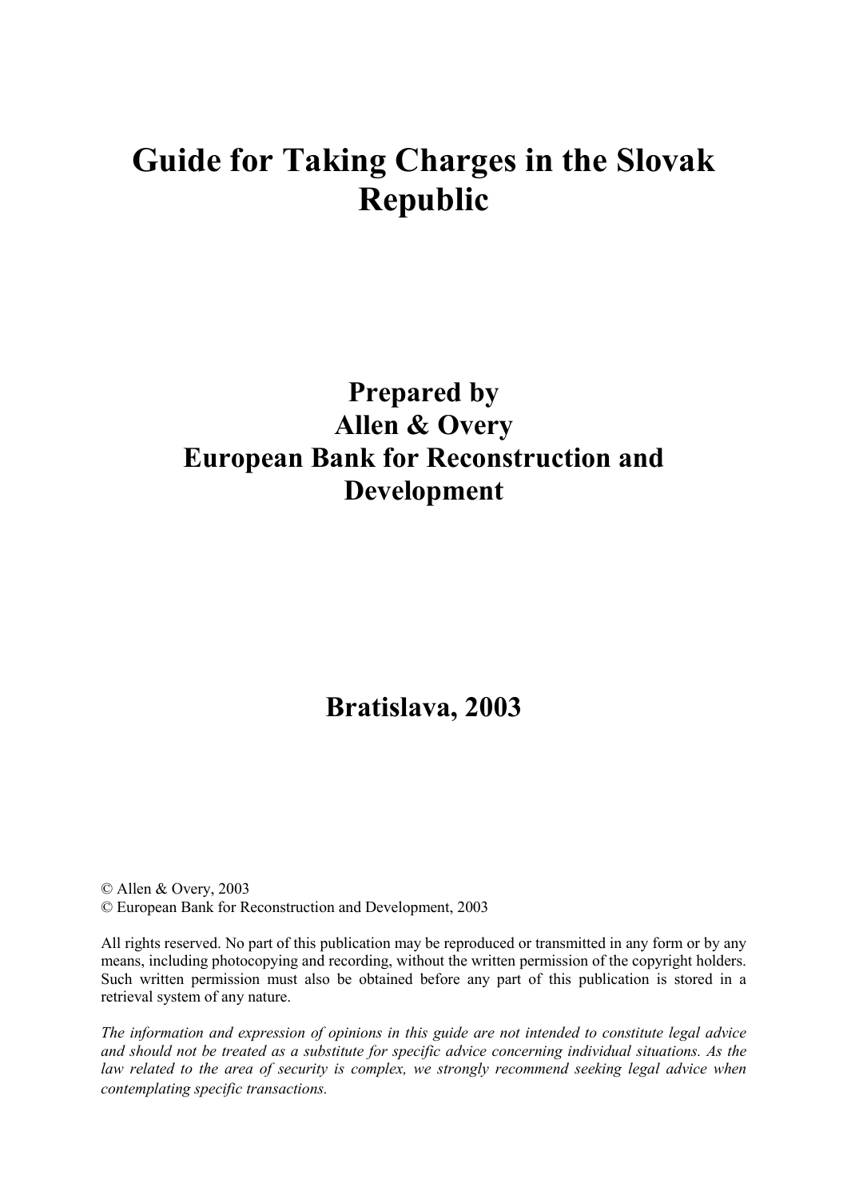# Guide for Taking Charges in the Slovak Republic

## Prepared by
## Allen & Overy
## European Bank for Reconstruction and Development

## Bratislava, 2003

© Allen & Overy, 2003
© European Bank for Reconstruction and Development, 2003

All rights reserved. No part of this publication may be reproduced or transmitted in any form or by any means, including photocopying and recording, without the written permission of the copyright holders. Such written permission must also be obtained before any part of this publication is stored in a retrieval system of any nature.

*The information and expression of opinions in this guide are not intended to constitute legal advice and should not be treated as a substitute for specific advice concerning individual situations. As the law related to the area of security is complex, we strongly recommend seeking legal advice when contemplating specific transactions.*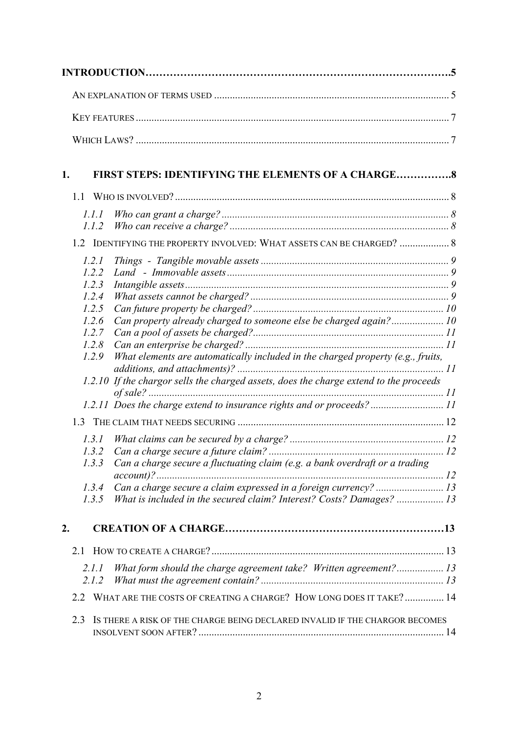**INTRODUCTION……………………………………………………………………………5**

AN EXPLANATION OF TERMS USED ........................................................................................ 5

KEY FEATURES ...................................................................................................................... 7

WHICH LAWS? ....................................................................................................................... 7

**1. FIRST STEPS: IDENTIFYING THE ELEMENTS OF A CHARGE…………….8**

1.1 WHO IS INVOLVED? ........................................................................................................ 8

*1.1.1 Who can grant a charge? ...................................................................................... 8*
*1.1.2 Who can receive a charge? ................................................................................... 8*

1.2 IDENTIFYING THE PROPERTY INVOLVED: WHAT ASSETS CAN BE CHARGED? ................... 8

*1.2.1 Things - Tangible movable assets ....................................................................... 9*
*1.2.2 Land - Immovable assets .................................................................................... 9*
*1.2.3 Intangible assets .................................................................................................... 9*
*1.2.4 What assets cannot be charged? ........................................................................... 9*
*1.2.5 Can future property be charged? ......................................................................... 10*
*1.2.6 Can property already charged to someone else be charged again? .................... 10*
*1.2.7 Can a pool of assets be charged? ......................................................................... 11*
*1.2.8 Can an enterprise be charged? ............................................................................ 11*
*1.2.9 What elements are automatically included in the charged property (e.g., fruits, additions, and attachments)? .............................................................................. 11*
*1.2.10 If the chargor sells the charged assets, does the charge extend to the proceeds of sale? ................................................................................................................. 11*
*1.2.11 Does the charge extend to insurance rights and or proceeds? ............................ 11*

1.3 THE CLAIM THAT NEEDS SECURING ............................................................................... 12

*1.3.1 What claims can be secured by a charge? ........................................................... 12*
*1.3.2 Can a charge secure a future claim? ................................................................... 12*
*1.3.3 Can a charge secure a fluctuating claim (e.g. a bank overdraft or a trading account)? ............................................................................................................. 12*
*1.3.4 Can a charge secure a claim expressed in a foreign currency? .......................... 13*
*1.3.5 What is included in the secured claim? Interest? Costs? Damages? .................. 13*

**2. CREATION OF A CHARGE…………………………………………………13**

2.1 HOW TO CREATE A CHARGE? ........................................................................................ 13

*2.1.1 What form should the charge agreement take? Written agreement? .................. 13*
*2.1.2 What must the agreement contain? ..................................................................... 13*

2.2 WHAT ARE THE COSTS OF CREATING A CHARGE? HOW LONG DOES IT TAKE? ............... 14

2.3 IS THERE A RISK OF THE CHARGE BEING DECLARED INVALID IF THE CHARGOR BECOMES INSOLVENT SOON AFTER? ............................................................................................. 14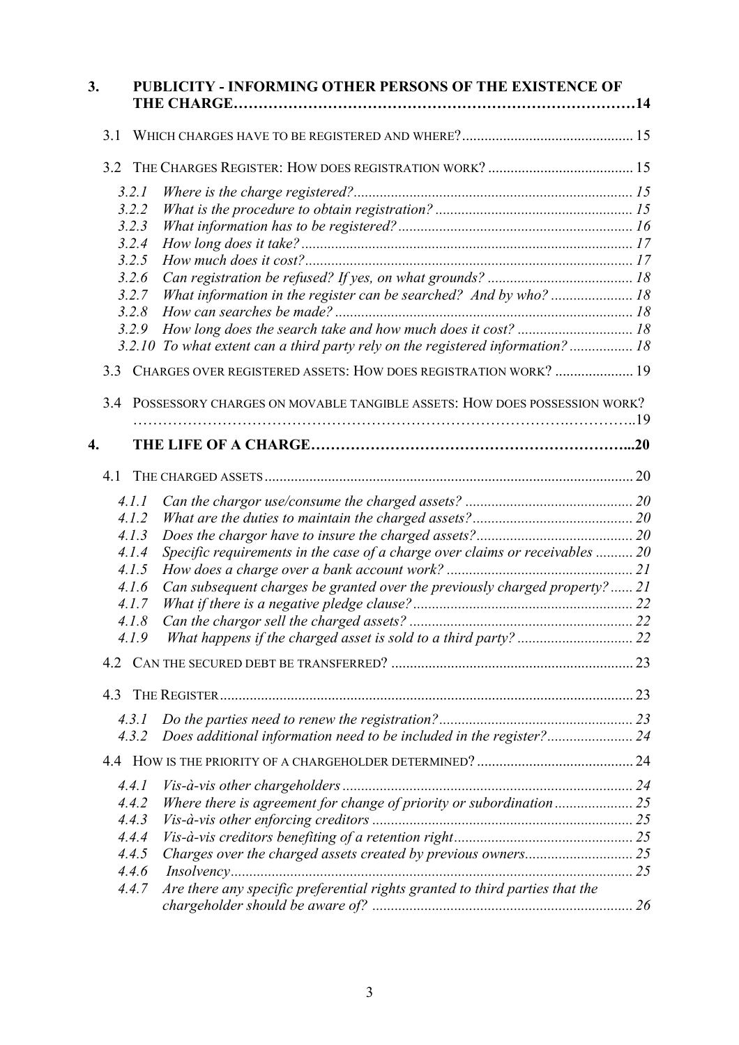**3. PUBLICITY - INFORMING OTHER PERSONS OF THE EXISTENCE OF THE CHARGE……………………………………………………………………14**

3.1 WHICH CHARGES HAVE TO BE REGISTERED AND WHERE? .............................................. 15

3.2 THE CHARGES REGISTER: HOW DOES REGISTRATION WORK? ....................................... 15

- 3.2.1 *Where is the charge registered?* .......................................................................... 15
- 3.2.2 *What is the procedure to obtain registration?* .................................................... 15
- 3.2.3 *What information has to be registered?* .............................................................. 16
- 3.2.4 *How long does it take?* ........................................................................................ 17
- 3.2.5 *How much does it cost?* ....................................................................................... 17
- 3.2.6 *Can registration be refused? If yes, on what grounds?* ....................................... 18
- 3.2.7 *What information in the register can be searched? And by who?* ...................... 18
- 3.2.8 *How can searches be made?* ............................................................................... 18
- 3.2.9 *How long does the search take and how much does it cost?* .............................. 18
- 3.2.10 *To what extent can a third party rely on the registered information?* ................. 18

3.3 CHARGES OVER REGISTERED ASSETS: HOW DOES REGISTRATION WORK? ..................... 19

3.4 POSSESSORY CHARGES ON MOVABLE TANGIBLE ASSETS: HOW DOES POSSESSION WORK? ……………………………………………………………………………………..19

**4. THE LIFE OF A CHARGE………………………………………………………...20**

4.1 THE CHARGED ASSETS ................................................................................................. 20

- 4.1.1 *Can the chargor use/consume the charged assets?* ............................................. 20
- 4.1.2 *What are the duties to maintain the charged assets?* ........................................... 20
- 4.1.3 *Does the chargor have to insure the charged assets?* .......................................... 20
- 4.1.4 *Specific requirements in the case of a charge over claims or receivables* .......... 20
- 4.1.5 *How does a charge over a bank account work?* .................................................. 21
- 4.1.6 *Can subsequent charges be granted over the previously charged property?* ...... 21
- 4.1.7 *What if there is a negative pledge clause?* ........................................................... 22
- 4.1.8 *Can the chargor sell the charged assets?* ............................................................ 22
- 4.1.9 *What happens if the charged asset is sold to a third party?* ............................... 22

4.2 CAN THE SECURED DEBT BE TRANSFERRED? ................................................................. 23

4.3 THE REGISTER .............................................................................................................. 23

- 4.3.1 *Do the parties need to renew the registration?* .................................................... 23
- 4.3.2 *Does additional information need to be included in the register?* ....................... 24

4.4 HOW IS THE PRIORITY OF A CHARGEHOLDER DETERMINED? .......................................... 24

- 4.4.1 *Vis-à-vis other chargeholders* .............................................................................. 24
- 4.4.2 *Where there is agreement for change of priority or subordination* ..................... 25
- 4.4.3 *Vis-à-vis other enforcing creditors* ...................................................................... 25
- 4.4.4 *Vis-à-vis creditors benefiting of a retention right* ................................................ 25
- 4.4.5 *Charges over the charged assets created by previous owners* ............................. 25
- 4.4.6 *Insolvency* ............................................................................................................ 25
- 4.4.7 *Are there any specific preferential rights granted to third parties that the chargeholder should be aware of?* ...................................................................... 26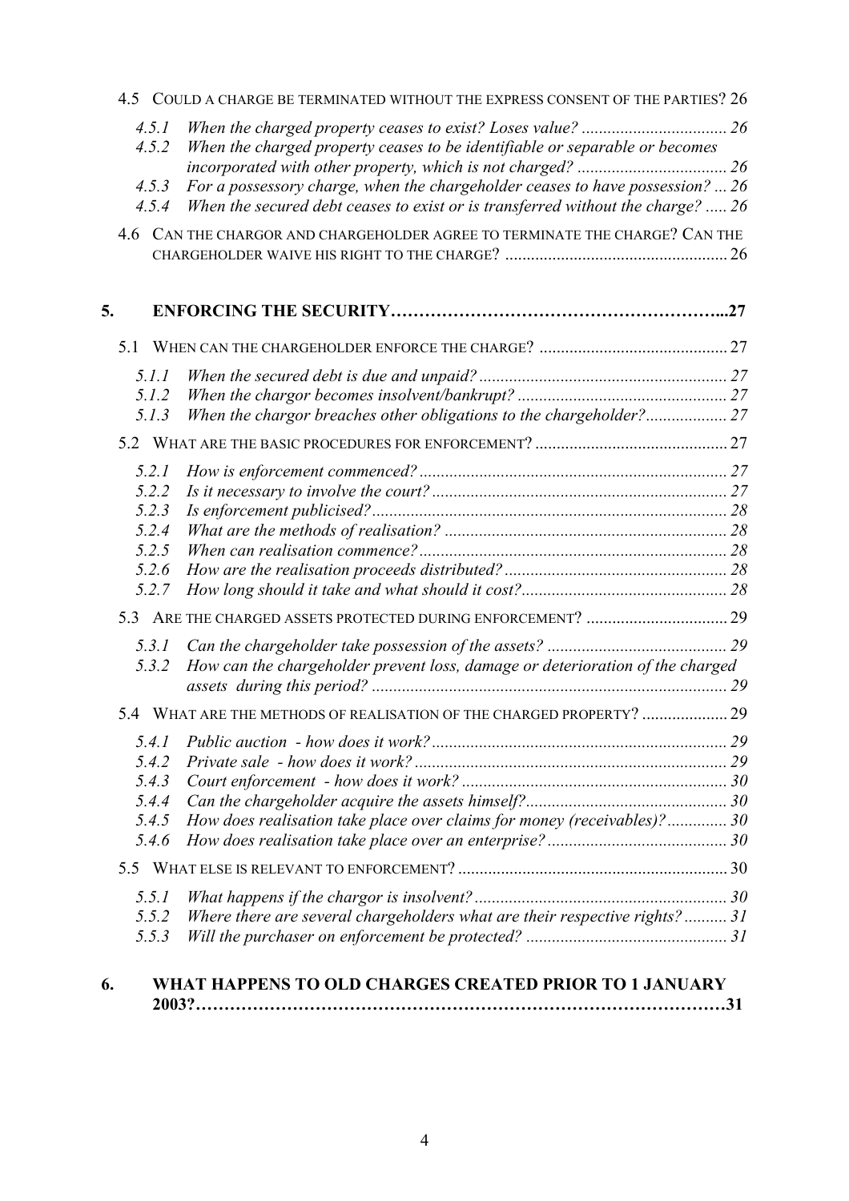4.5 COULD A CHARGE BE TERMINATED WITHOUT THE EXPRESS CONSENT OF THE PARTIES? 26

- 4.5.1 *When the charged property ceases to exist? Loses value?* .................................. 26
- 4.5.2 *When the charged property ceases to be identifiable or separable or becomes incorporated with other property, which is not charged?* .................................. 26
- 4.5.3 *For a possessory charge, when the chargeholder ceases to have possession?* ... 26
- 4.5.4 *When the secured debt ceases to exist or is transferred without the charge?* ..... 26

4.6 CAN THE CHARGOR AND CHARGEHOLDER AGREE TO TERMINATE THE CHARGE? CAN THE CHARGEHOLDER WAIVE HIS RIGHT TO THE CHARGE? .................................................... 26

**5. ENFORCING THE SECURITY…………………………………………………...27**

5.1 WHEN CAN THE CHARGEHOLDER ENFORCE THE CHARGE? ............................................ 27

- 5.1.1 *When the secured debt is due and unpaid?* .......................................................... 27
- 5.1.2 *When the chargor becomes insolvent/bankrupt?* ................................................. 27
- 5.1.3 *When the chargor breaches other obligations to the chargeholder?*................... 27

5.2 WHAT ARE THE BASIC PROCEDURES FOR ENFORCEMENT? ............................................. 27

- 5.2.1 *How is enforcement commenced?* ........................................................................ 27
- 5.2.2 *Is it necessary to involve the court?* ..................................................................... 27
- 5.2.3 *Is enforcement publicised?*................................................................................... 28
- 5.2.4 *What are the methods of realisation?* .................................................................. 28
- 5.2.5 *When can realisation commence?* ........................................................................ 28
- 5.2.6 *How are the realisation proceeds distributed?* .................................................... 28
- 5.2.7 *How long should it take and what should it cost?*................................................ 28

5.3 ARE THE CHARGED ASSETS PROTECTED DURING ENFORCEMENT? ................................. 29

- 5.3.1 *Can the chargeholder take possession of the assets?* .......................................... 29
- 5.3.2 *How can the chargeholder prevent loss, damage or deterioration of the charged assets during this period?* ................................................................................... 29

5.4 WHAT ARE THE METHODS OF REALISATION OF THE CHARGED PROPERTY? .................... 29

- 5.4.1 *Public auction - how does it work?*..................................................................... 29
- 5.4.2 *Private sale - how does it work?*......................................................................... 29
- 5.4.3 *Court enforcement - how does it work?* .............................................................. 30
- 5.4.4 *Can the chargeholder acquire the assets himself?*............................................... 30
- 5.4.5 *How does realisation take place over claims for money (receivables)?*.............. 30
- 5.4.6 *How does realisation take place over an enterprise?*.......................................... 30

5.5 WHAT ELSE IS RELEVANT TO ENFORCEMENT? ............................................................... 30

- 5.5.1 *What happens if the chargor is insolvent?* ........................................................... 30
- 5.5.2 *Where there are several chargeholders what are their respective rights?* .......... 31
- 5.5.3 *Will the purchaser on enforcement be protected?* ............................................... 31

**6. WHAT HAPPENS TO OLD CHARGES CREATED PRIOR TO 1 JANUARY 2003?…………………………………………………………………………………31**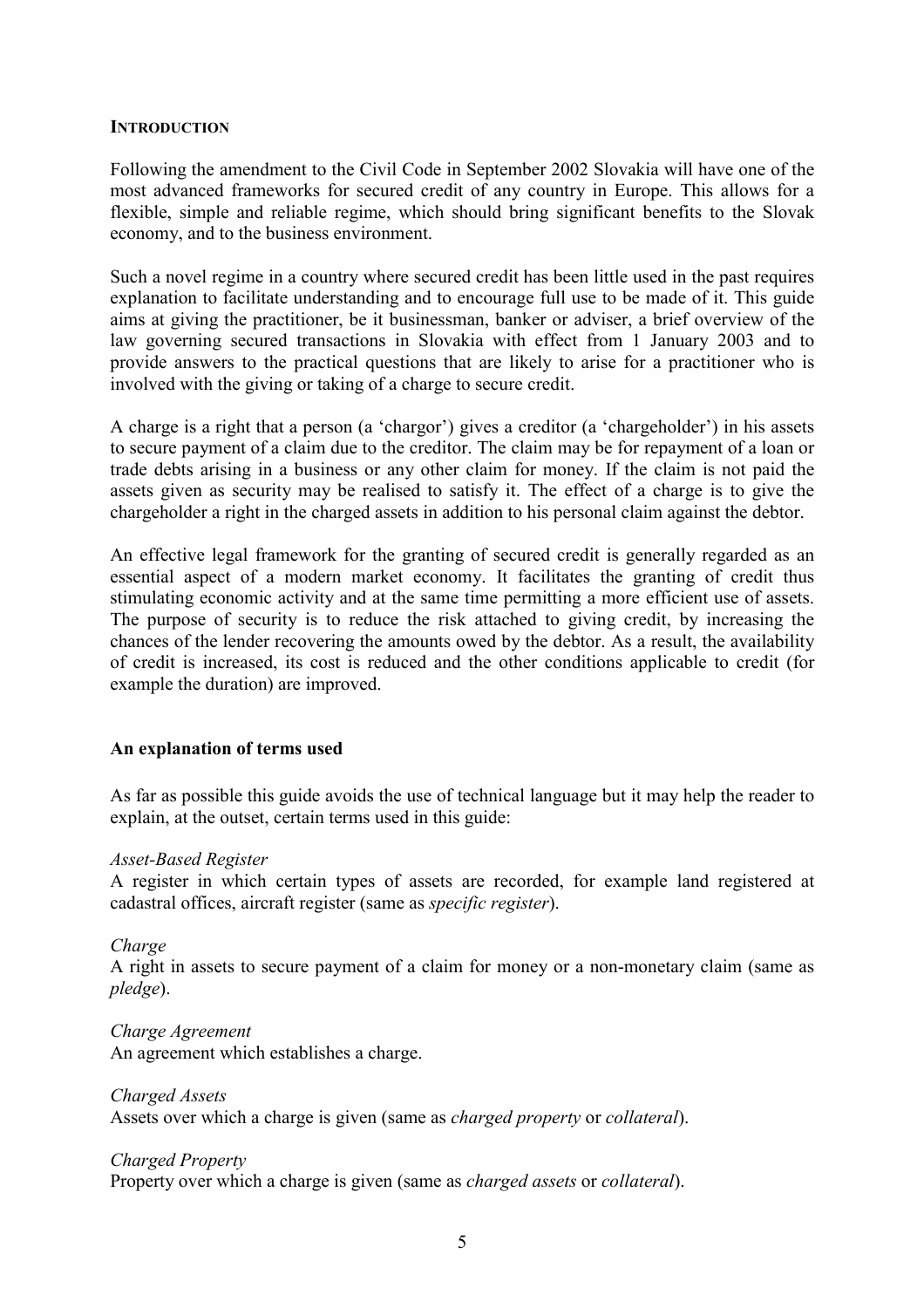## INTRODUCTION

Following the amendment to the Civil Code in September 2002 Slovakia will have one of the most advanced frameworks for secured credit of any country in Europe. This allows for a flexible, simple and reliable regime, which should bring significant benefits to the Slovak economy, and to the business environment.

Such a novel regime in a country where secured credit has been little used in the past requires explanation to facilitate understanding and to encourage full use to be made of it. This guide aims at giving the practitioner, be it businessman, banker or adviser, a brief overview of the law governing secured transactions in Slovakia with effect from 1 January 2003 and to provide answers to the practical questions that are likely to arise for a practitioner who is involved with the giving or taking of a charge to secure credit.

A charge is a right that a person (a 'chargor') gives a creditor (a 'chargeholder') in his assets to secure payment of a claim due to the creditor. The claim may be for repayment of a loan or trade debts arising in a business or any other claim for money. If the claim is not paid the assets given as security may be realised to satisfy it. The effect of a charge is to give the chargeholder a right in the charged assets in addition to his personal claim against the debtor.

An effective legal framework for the granting of secured credit is generally regarded as an essential aspect of a modern market economy. It facilitates the granting of credit thus stimulating economic activity and at the same time permitting a more efficient use of assets. The purpose of security is to reduce the risk attached to giving credit, by increasing the chances of the lender recovering the amounts owed by the debtor. As a result, the availability of credit is increased, its cost is reduced and the other conditions applicable to credit (for example the duration) are improved.

### An explanation of terms used

As far as possible this guide avoids the use of technical language but it may help the reader to explain, at the outset, certain terms used in this guide:

*Asset-Based Register*
A register in which certain types of assets are recorded, for example land registered at cadastral offices, aircraft register (same as *specific register*).

*Charge*
A right in assets to secure payment of a claim for money or a non-monetary claim (same as *pledge*).

*Charge Agreement*
An agreement which establishes a charge.

*Charged Assets*
Assets over which a charge is given (same as *charged property* or *collateral*).

*Charged Property*
Property over which a charge is given (same as *charged assets* or *collateral*).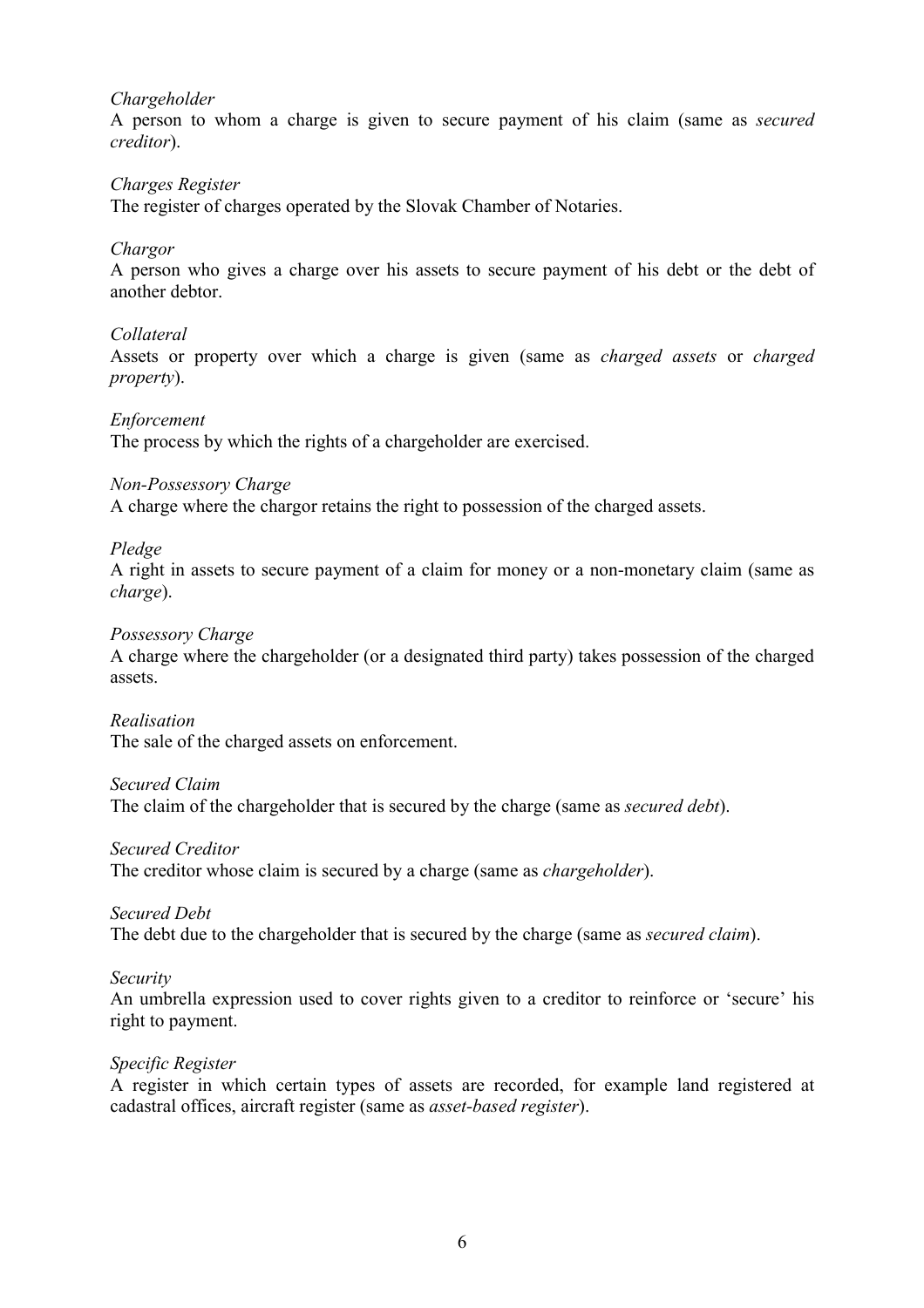*Chargeholder*
A person to whom a charge is given to secure payment of his claim (same as *secured creditor*).

*Charges Register*
The register of charges operated by the Slovak Chamber of Notaries.

*Chargor*
A person who gives a charge over his assets to secure payment of his debt or the debt of another debtor.

*Collateral*
Assets or property over which a charge is given (same as *charged assets* or *charged property*).

*Enforcement*
The process by which the rights of a chargeholder are exercised.

*Non-Possessory Charge*
A charge where the chargor retains the right to possession of the charged assets.

*Pledge*
A right in assets to secure payment of a claim for money or a non-monetary claim (same as *charge*).

*Possessory Charge*
A charge where the chargeholder (or a designated third party) takes possession of the charged assets.

*Realisation*
The sale of the charged assets on enforcement.

*Secured Claim*
The claim of the chargeholder that is secured by the charge (same as *secured debt*).

*Secured Creditor*
The creditor whose claim is secured by a charge (same as *chargeholder*).

*Secured Debt*
The debt due to the chargeholder that is secured by the charge (same as *secured claim*).

*Security*
An umbrella expression used to cover rights given to a creditor to reinforce or 'secure' his right to payment.

*Specific Register*
A register in which certain types of assets are recorded, for example land registered at cadastral offices, aircraft register (same as *asset-based register*).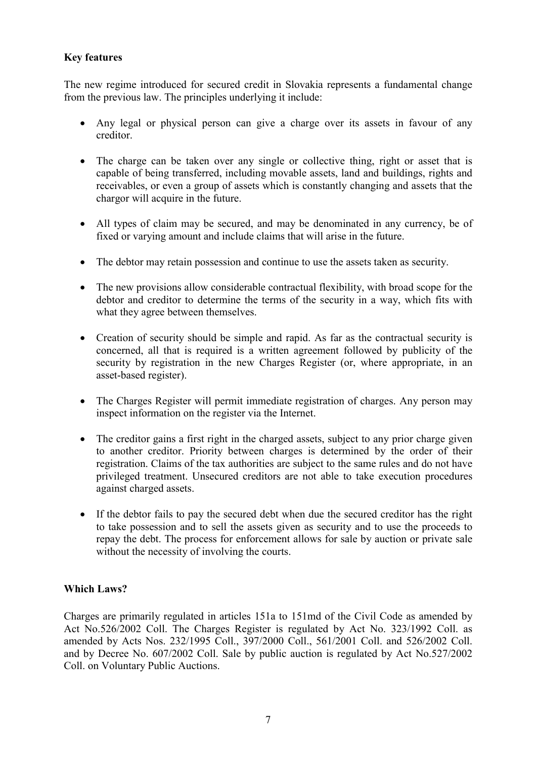**Key features**

The new regime introduced for secured credit in Slovakia represents a fundamental change from the previous law. The principles underlying it include:

- Any legal or physical person can give a charge over its assets in favour of any creditor.
- The charge can be taken over any single or collective thing, right or asset that is capable of being transferred, including movable assets, land and buildings, rights and receivables, or even a group of assets which is constantly changing and assets that the chargor will acquire in the future.
- All types of claim may be secured, and may be denominated in any currency, be of fixed or varying amount and include claims that will arise in the future.
- The debtor may retain possession and continue to use the assets taken as security.
- The new provisions allow considerable contractual flexibility, with broad scope for the debtor and creditor to determine the terms of the security in a way, which fits with what they agree between themselves.
- Creation of security should be simple and rapid. As far as the contractual security is concerned, all that is required is a written agreement followed by publicity of the security by registration in the new Charges Register (or, where appropriate, in an asset-based register).
- The Charges Register will permit immediate registration of charges. Any person may inspect information on the register via the Internet.
- The creditor gains a first right in the charged assets, subject to any prior charge given to another creditor. Priority between charges is determined by the order of their registration. Claims of the tax authorities are subject to the same rules and do not have privileged treatment. Unsecured creditors are not able to take execution procedures against charged assets.
- If the debtor fails to pay the secured debt when due the secured creditor has the right to take possession and to sell the assets given as security and to use the proceeds to repay the debt. The process for enforcement allows for sale by auction or private sale without the necessity of involving the courts.

**Which Laws?**

Charges are primarily regulated in articles 151a to 151md of the Civil Code as amended by Act No.526/2002 Coll. The Charges Register is regulated by Act No. 323/1992 Coll. as amended by Acts Nos. 232/1995 Coll., 397/2000 Coll., 561/2001 Coll. and 526/2002 Coll. and by Decree No. 607/2002 Coll. Sale by public auction is regulated by Act No.527/2002 Coll. on Voluntary Public Auctions.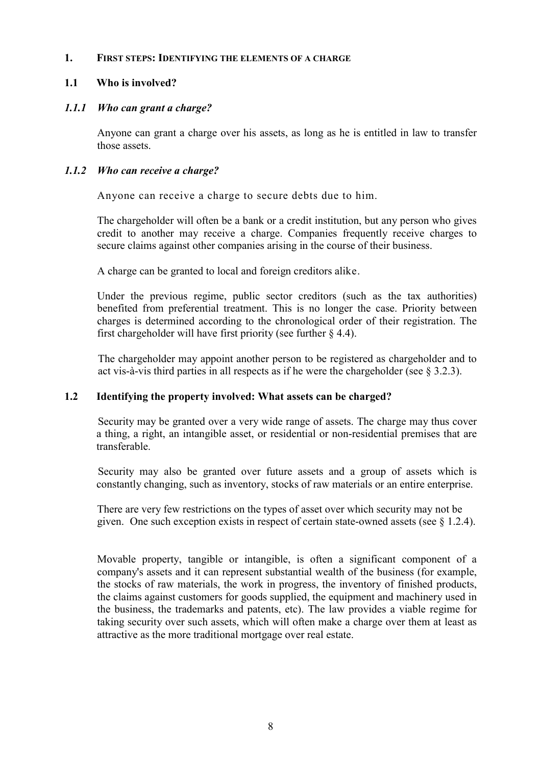# 1. First steps: Identifying the elements of a charge

## 1.1 Who is involved?

### *1.1.1 Who can grant a charge?*

Anyone can grant a charge over his assets, as long as he is entitled in law to transfer those assets.

### *1.1.2 Who can receive a charge?*

Anyone can receive a charge to secure debts due to him.

The chargeholder will often be a bank or a credit institution, but any person who gives credit to another may receive a charge. Companies frequently receive charges to secure claims against other companies arising in the course of their business.

A charge can be granted to local and foreign creditors alike.

Under the previous regime, public sector creditors (such as the tax authorities) benefited from preferential treatment. This is no longer the case. Priority between charges is determined according to the chronological order of their registration. The first chargeholder will have first priority (see further § 4.4).

The chargeholder may appoint another person to be registered as chargeholder and to act vis-à-vis third parties in all respects as if he were the chargeholder (see § 3.2.3).

## 1.2 Identifying the property involved: What assets can be charged?

Security may be granted over a very wide range of assets. The charge may thus cover a thing, a right, an intangible asset, or residential or non-residential premises that are transferable.

Security may also be granted over future assets and a group of assets which is constantly changing, such as inventory, stocks of raw materials or an entire enterprise.

There are very few restrictions on the types of asset over which security may not be given. One such exception exists in respect of certain state-owned assets (see § 1.2.4).

Movable property, tangible or intangible, is often a significant component of a company's assets and it can represent substantial wealth of the business (for example, the stocks of raw materials, the work in progress, the inventory of finished products, the claims against customers for goods supplied, the equipment and machinery used in the business, the trademarks and patents, etc). The law provides a viable regime for taking security over such assets, which will often make a charge over them at least as attractive as the more traditional mortgage over real estate.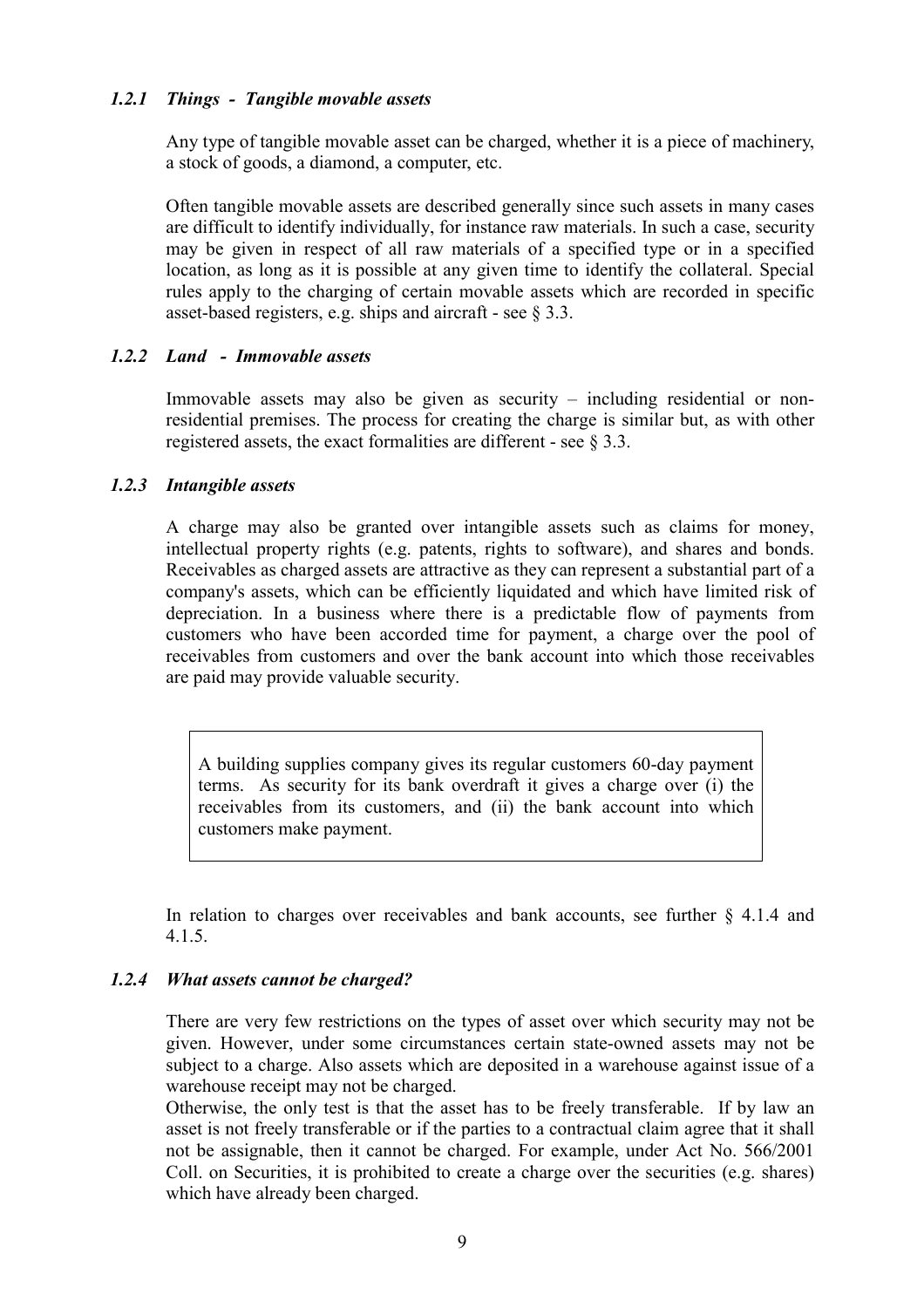### *1.2.1 Things - Tangible movable assets*

Any type of tangible movable asset can be charged, whether it is a piece of machinery, a stock of goods, a diamond, a computer, etc.

Often tangible movable assets are described generally since such assets in many cases are difficult to identify individually, for instance raw materials. In such a case, security may be given in respect of all raw materials of a specified type or in a specified location, as long as it is possible at any given time to identify the collateral. Special rules apply to the charging of certain movable assets which are recorded in specific asset-based registers, e.g. ships and aircraft - see § 3.3.

### *1.2.2 Land - Immovable assets*

Immovable assets may also be given as security – including residential or non-residential premises. The process for creating the charge is similar but, as with other registered assets, the exact formalities are different - see § 3.3.

### *1.2.3 Intangible assets*

A charge may also be granted over intangible assets such as claims for money, intellectual property rights (e.g. patents, rights to software), and shares and bonds. Receivables as charged assets are attractive as they can represent a substantial part of a company's assets, which can be efficiently liquidated and which have limited risk of depreciation. In a business where there is a predictable flow of payments from customers who have been accorded time for payment, a charge over the pool of receivables from customers and over the bank account into which those receivables are paid may provide valuable security.

> A building supplies company gives its regular customers 60-day payment terms. As security for its bank overdraft it gives a charge over (i) the receivables from its customers, and (ii) the bank account into which customers make payment.

In relation to charges over receivables and bank accounts, see further § 4.1.4 and 4.1.5.

### *1.2.4 What assets cannot be charged?*

There are very few restrictions on the types of asset over which security may not be given. However, under some circumstances certain state-owned assets may not be subject to a charge. Also assets which are deposited in a warehouse against issue of a warehouse receipt may not be charged.

Otherwise, the only test is that the asset has to be freely transferable. If by law an asset is not freely transferable or if the parties to a contractual claim agree that it shall not be assignable, then it cannot be charged. For example, under Act No. 566/2001 Coll. on Securities, it is prohibited to create a charge over the securities (e.g. shares) which have already been charged.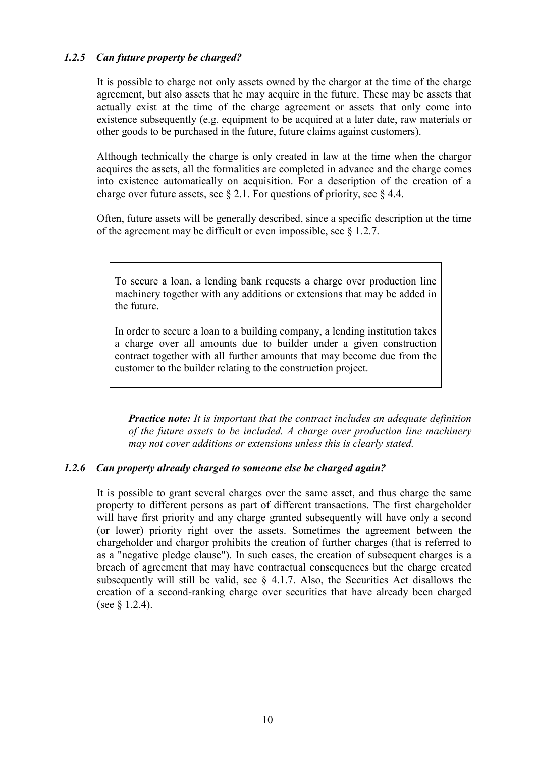### *1.2.5 Can future property be charged?*

It is possible to charge not only assets owned by the chargor at the time of the charge agreement, but also assets that he may acquire in the future. These may be assets that actually exist at the time of the charge agreement or assets that only come into existence subsequently (e.g. equipment to be acquired at a later date, raw materials or other goods to be purchased in the future, future claims against customers).

Although technically the charge is only created in law at the time when the chargor acquires the assets, all the formalities are completed in advance and the charge comes into existence automatically on acquisition. For a description of the creation of a charge over future assets, see § 2.1. For questions of priority, see § 4.4.

Often, future assets will be generally described, since a specific description at the time of the agreement may be difficult or even impossible, see § 1.2.7.

> To secure a loan, a lending bank requests a charge over production line machinery together with any additions or extensions that may be added in the future.
>
> In order to secure a loan to a building company, a lending institution takes a charge over all amounts due to builder under a given construction contract together with all further amounts that may become due from the customer to the builder relating to the construction project.

***Practice note:*** *It is important that the contract includes an adequate definition of the future assets to be included. A charge over production line machinery may not cover additions or extensions unless this is clearly stated.*

### *1.2.6 Can property already charged to someone else be charged again?*

It is possible to grant several charges over the same asset, and thus charge the same property to different persons as part of different transactions. The first chargeholder will have first priority and any charge granted subsequently will have only a second (or lower) priority right over the assets. Sometimes the agreement between the chargeholder and chargor prohibits the creation of further charges (that is referred to as a "negative pledge clause"). In such cases, the creation of subsequent charges is a breach of agreement that may have contractual consequences but the charge created subsequently will still be valid, see § 4.1.7. Also, the Securities Act disallows the creation of a second-ranking charge over securities that have already been charged (see § 1.2.4).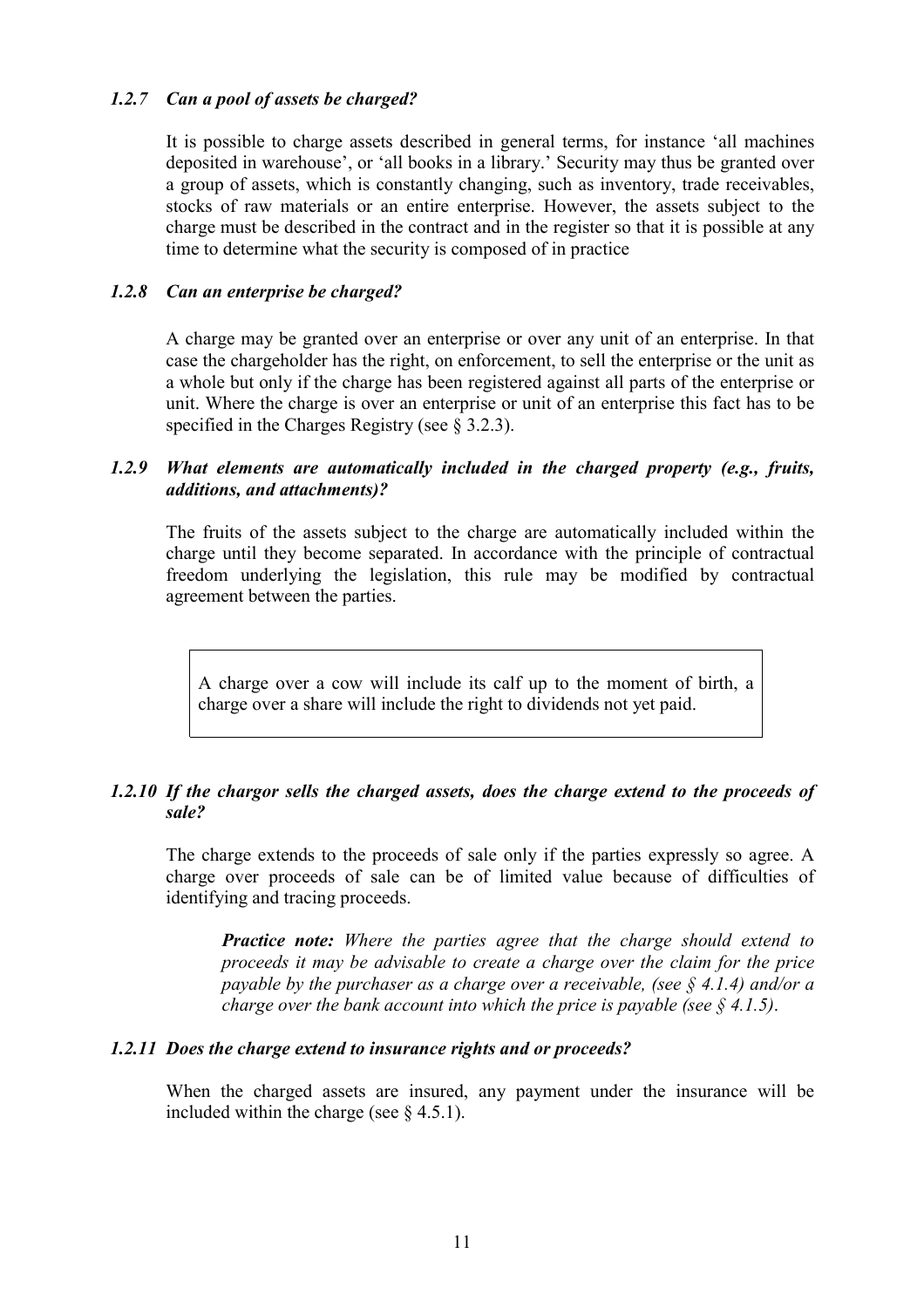### *1.2.7 Can a pool of assets be charged?*

It is possible to charge assets described in general terms, for instance 'all machines deposited in warehouse', or 'all books in a library.' Security may thus be granted over a group of assets, which is constantly changing, such as inventory, trade receivables, stocks of raw materials or an entire enterprise. However, the assets subject to the charge must be described in the contract and in the register so that it is possible at any time to determine what the security is composed of in practice

### *1.2.8 Can an enterprise be charged?*

A charge may be granted over an enterprise or over any unit of an enterprise. In that case the chargeholder has the right, on enforcement, to sell the enterprise or the unit as a whole but only if the charge has been registered against all parts of the enterprise or unit. Where the charge is over an enterprise or unit of an enterprise this fact has to be specified in the Charges Registry (see § 3.2.3).

### *1.2.9 What elements are automatically included in the charged property (e.g., fruits, additions, and attachments)?*

The fruits of the assets subject to the charge are automatically included within the charge until they become separated. In accordance with the principle of contractual freedom underlying the legislation, this rule may be modified by contractual agreement between the parties.

> A charge over a cow will include its calf up to the moment of birth, a charge over a share will include the right to dividends not yet paid.

### *1.2.10 If the chargor sells the charged assets, does the charge extend to the proceeds of sale?*

The charge extends to the proceeds of sale only if the parties expressly so agree. A charge over proceeds of sale can be of limited value because of difficulties of identifying and tracing proceeds.

> ***Practice note:*** *Where the parties agree that the charge should extend to proceeds it may be advisable to create a charge over the claim for the price payable by the purchaser as a charge over a receivable, (see § 4.1.4) and/or a charge over the bank account into which the price is payable (see § 4.1.5).*

### *1.2.11 Does the charge extend to insurance rights and or proceeds?*

When the charged assets are insured, any payment under the insurance will be included within the charge (see § 4.5.1).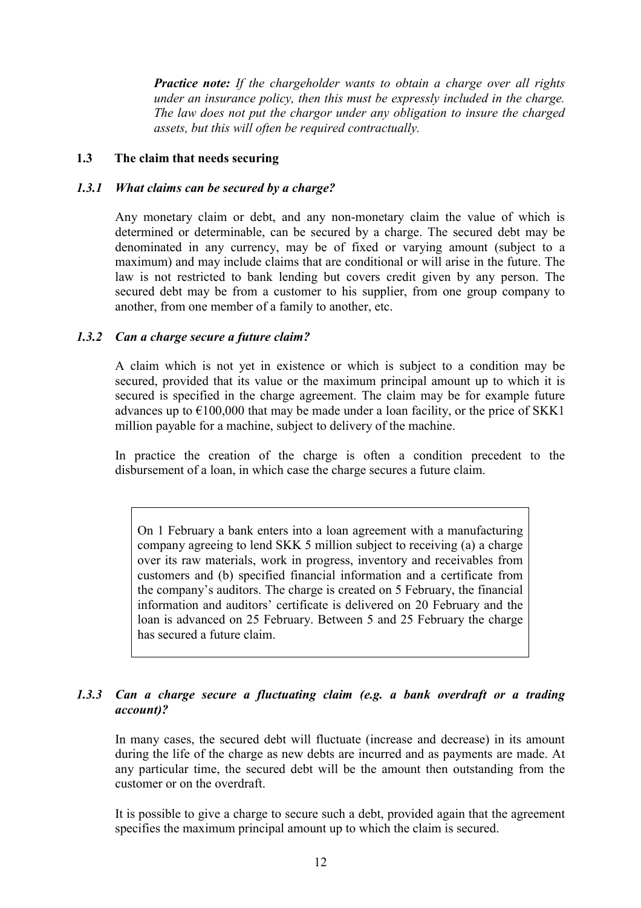***Practice note:*** *If the chargeholder wants to obtain a charge over all rights under an insurance policy, then this must be expressly included in the charge. The law does not put the chargor under any obligation to insure the charged assets, but this will often be required contractually.*

### 1.3 The claim that needs securing

#### *1.3.1 What claims can be secured by a charge?*

Any monetary claim or debt, and any non-monetary claim the value of which is determined or determinable, can be secured by a charge. The secured debt may be denominated in any currency, may be of fixed or varying amount (subject to a maximum) and may include claims that are conditional or will arise in the future. The law is not restricted to bank lending but covers credit given by any person. The secured debt may be from a customer to his supplier, from one group company to another, from one member of a family to another, etc.

#### *1.3.2 Can a charge secure a future claim?*

A claim which is not yet in existence or which is subject to a condition may be secured, provided that its value or the maximum principal amount up to which it is secured is specified in the charge agreement. The claim may be for example future advances up to €100,000 that may be made under a loan facility, or the price of SKK1 million payable for a machine, subject to delivery of the machine.

In practice the creation of the charge is often a condition precedent to the disbursement of a loan, in which case the charge secures a future claim.

> On 1 February a bank enters into a loan agreement with a manufacturing company agreeing to lend SKK 5 million subject to receiving (a) a charge over its raw materials, work in progress, inventory and receivables from customers and (b) specified financial information and a certificate from the company's auditors. The charge is created on 5 February, the financial information and auditors' certificate is delivered on 20 February and the loan is advanced on 25 February. Between 5 and 25 February the charge has secured a future claim.

#### *1.3.3 Can a charge secure a fluctuating claim (e.g. a bank overdraft or a trading account)?*

In many cases, the secured debt will fluctuate (increase and decrease) in its amount during the life of the charge as new debts are incurred and as payments are made. At any particular time, the secured debt will be the amount then outstanding from the customer or on the overdraft.

It is possible to give a charge to secure such a debt, provided again that the agreement specifies the maximum principal amount up to which the claim is secured.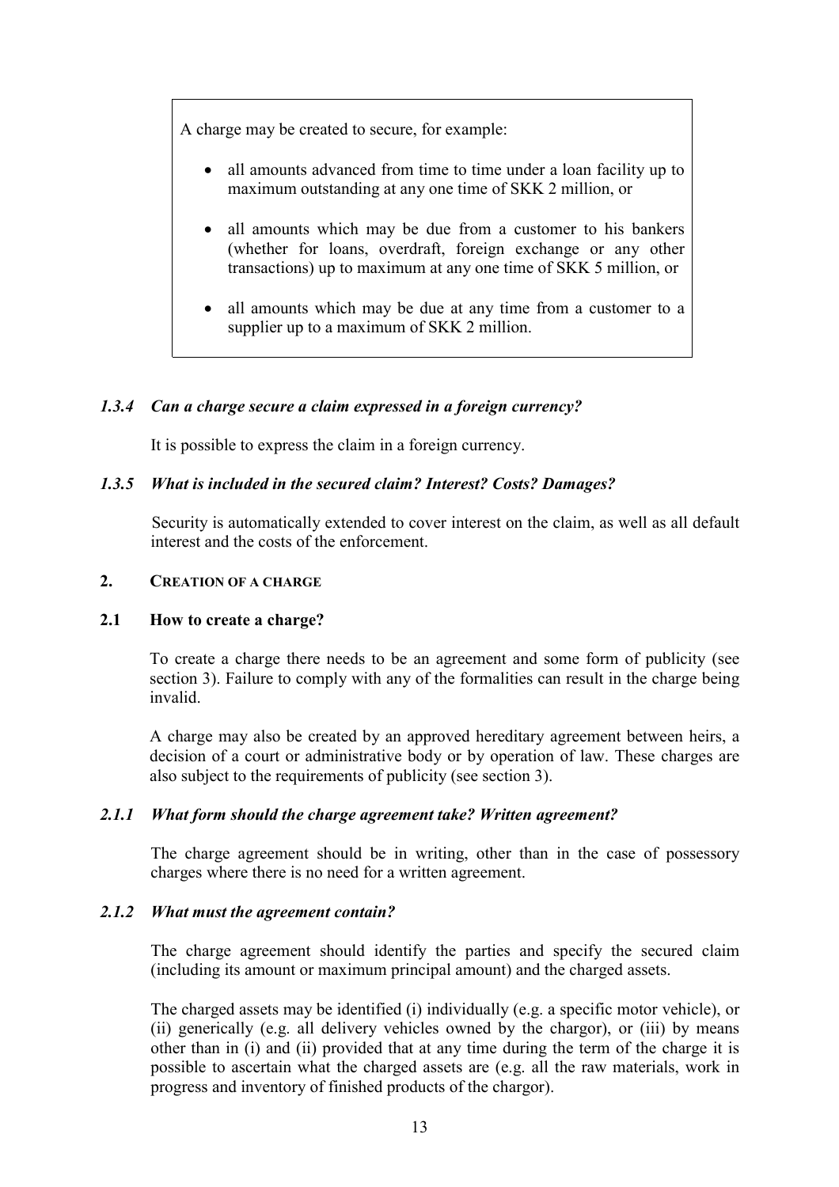> A charge may be created to secure, for example:
>
> - all amounts advanced from time to time under a loan facility up to maximum outstanding at any one time of SKK 2 million, or
> - all amounts which may be due from a customer to his bankers (whether for loans, overdraft, foreign exchange or any other transactions) up to maximum at any one time of SKK 5 million, or
> - all amounts which may be due at any time from a customer to a supplier up to a maximum of SKK 2 million.

#### *1.3.4 Can a charge secure a claim expressed in a foreign currency?*

It is possible to express the claim in a foreign currency.

#### *1.3.5 What is included in the secured claim? Interest? Costs? Damages?*

Security is automatically extended to cover interest on the claim, as well as all default interest and the costs of the enforcement.

## 2. CREATION OF A CHARGE

### 2.1 How to create a charge?

To create a charge there needs to be an agreement and some form of publicity (see section 3). Failure to comply with any of the formalities can result in the charge being invalid.

A charge may also be created by an approved hereditary agreement between heirs, a decision of a court or administrative body or by operation of law. These charges are also subject to the requirements of publicity (see section 3).

#### *2.1.1 What form should the charge agreement take? Written agreement?*

The charge agreement should be in writing, other than in the case of possessory charges where there is no need for a written agreement.

#### *2.1.2 What must the agreement contain?*

The charge agreement should identify the parties and specify the secured claim (including its amount or maximum principal amount) and the charged assets.

The charged assets may be identified (i) individually (e.g. a specific motor vehicle), or (ii) generically (e.g. all delivery vehicles owned by the chargor), or (iii) by means other than in (i) and (ii) provided that at any time during the term of the charge it is possible to ascertain what the charged assets are (e.g. all the raw materials, work in progress and inventory of finished products of the chargor).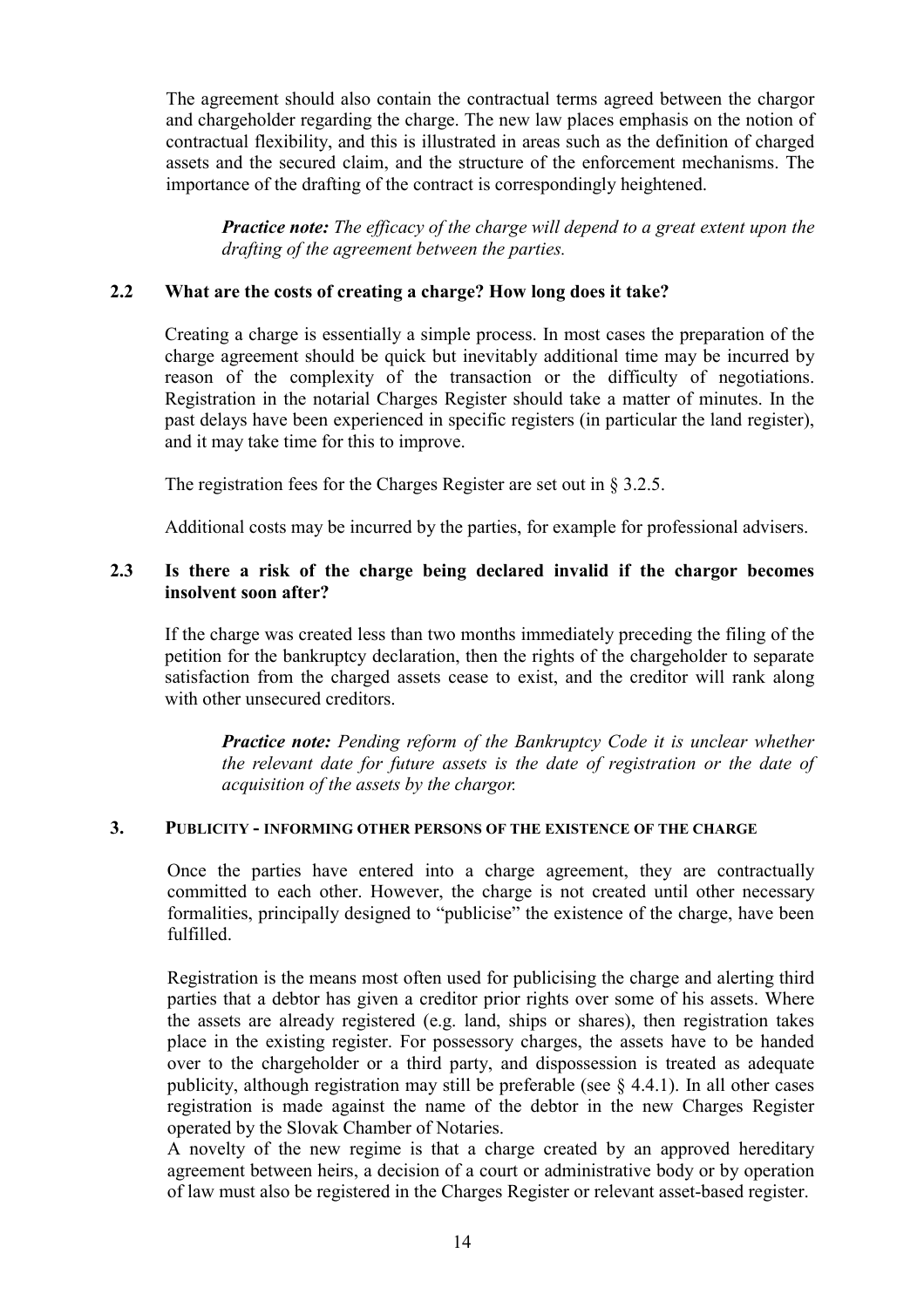The agreement should also contain the contractual terms agreed between the chargor and chargeholder regarding the charge. The new law places emphasis on the notion of contractual flexibility, and this is illustrated in areas such as the definition of charged assets and the secured claim, and the structure of the enforcement mechanisms. The importance of the drafting of the contract is correspondingly heightened.

> ***Practice note:*** *The efficacy of the charge will depend to a great extent upon the drafting of the agreement between the parties.*

### 2.2 What are the costs of creating a charge? How long does it take?

Creating a charge is essentially a simple process. In most cases the preparation of the charge agreement should be quick but inevitably additional time may be incurred by reason of the complexity of the transaction or the difficulty of negotiations. Registration in the notarial Charges Register should take a matter of minutes. In the past delays have been experienced in specific registers (in particular the land register), and it may take time for this to improve.

The registration fees for the Charges Register are set out in § 3.2.5.

Additional costs may be incurred by the parties, for example for professional advisers.

### 2.3 Is there a risk of the charge being declared invalid if the chargor becomes insolvent soon after?

If the charge was created less than two months immediately preceding the filing of the petition for the bankruptcy declaration, then the rights of the chargeholder to separate satisfaction from the charged assets cease to exist, and the creditor will rank along with other unsecured creditors.

> ***Practice note:*** *Pending reform of the Bankruptcy Code it is unclear whether the relevant date for future assets is the date of registration or the date of acquisition of the assets by the chargor.*

## 3. PUBLICITY - INFORMING OTHER PERSONS OF THE EXISTENCE OF THE CHARGE

Once the parties have entered into a charge agreement, they are contractually committed to each other. However, the charge is not created until other necessary formalities, principally designed to "publicise" the existence of the charge, have been fulfilled.

Registration is the means most often used for publicising the charge and alerting third parties that a debtor has given a creditor prior rights over some of his assets. Where the assets are already registered (e.g. land, ships or shares), then registration takes place in the existing register. For possessory charges, the assets have to be handed over to the chargeholder or a third party, and dispossession is treated as adequate publicity, although registration may still be preferable (see § 4.4.1). In all other cases registration is made against the name of the debtor in the new Charges Register operated by the Slovak Chamber of Notaries.

A novelty of the new regime is that a charge created by an approved hereditary agreement between heirs, a decision of a court or administrative body or by operation of law must also be registered in the Charges Register or relevant asset-based register.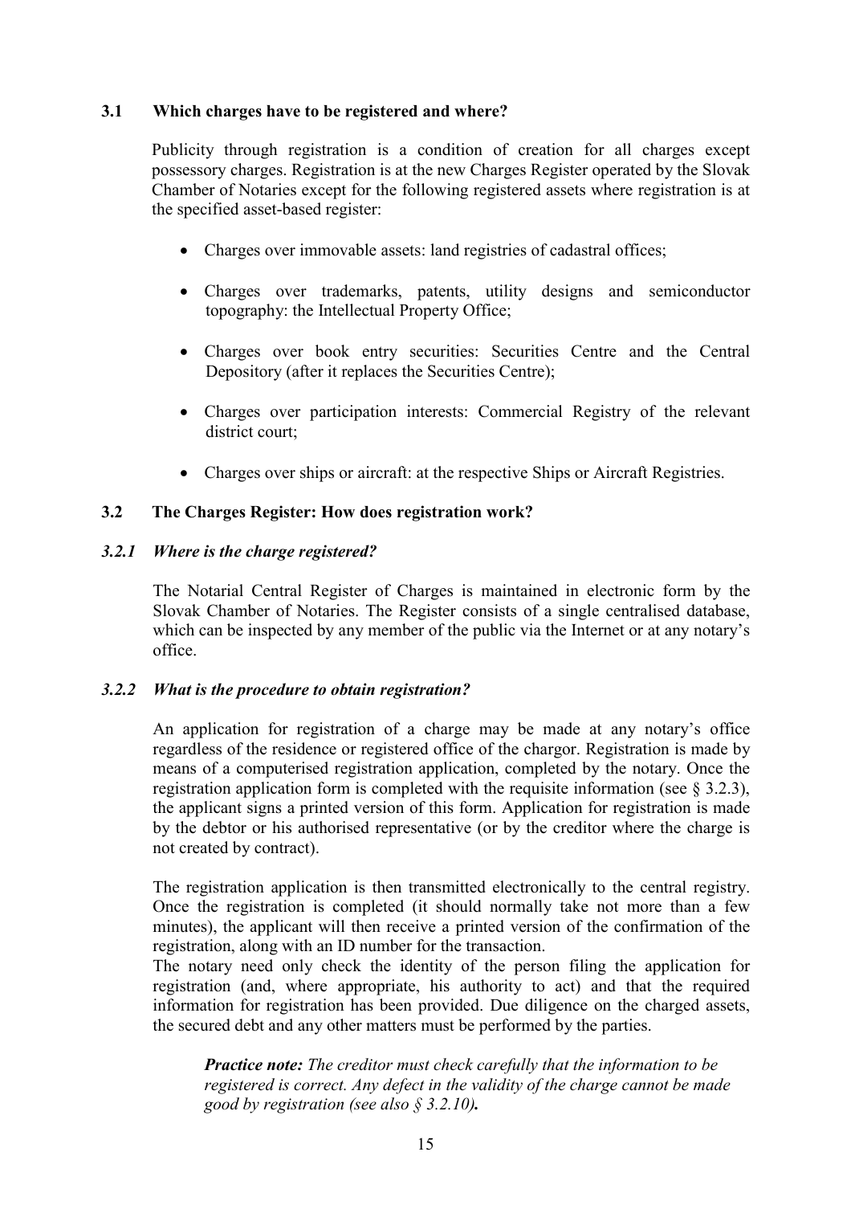### 3.1 Which charges have to be registered and where?

Publicity through registration is a condition of creation for all charges except possessory charges. Registration is at the new Charges Register operated by the Slovak Chamber of Notaries except for the following registered assets where registration is at the specified asset-based register:

- Charges over immovable assets: land registries of cadastral offices;
- Charges over trademarks, patents, utility designs and semiconductor topography: the Intellectual Property Office;
- Charges over book entry securities: Securities Centre and the Central Depository (after it replaces the Securities Centre);
- Charges over participation interests: Commercial Registry of the relevant district court;
- Charges over ships or aircraft: at the respective Ships or Aircraft Registries.

### 3.2 The Charges Register: How does registration work?

#### *3.2.1 Where is the charge registered?*

The Notarial Central Register of Charges is maintained in electronic form by the Slovak Chamber of Notaries. The Register consists of a single centralised database, which can be inspected by any member of the public via the Internet or at any notary's office.

#### *3.2.2 What is the procedure to obtain registration?*

An application for registration of a charge may be made at any notary's office regardless of the residence or registered office of the chargor. Registration is made by means of a computerised registration application, completed by the notary. Once the registration application form is completed with the requisite information (see § 3.2.3), the applicant signs a printed version of this form. Application for registration is made by the debtor or his authorised representative (or by the creditor where the charge is not created by contract).

The registration application is then transmitted electronically to the central registry. Once the registration is completed (it should normally take not more than a few minutes), the applicant will then receive a printed version of the confirmation of the registration, along with an ID number for the transaction.
The notary need only check the identity of the person filing the application for registration (and, where appropriate, his authority to act) and that the required information for registration has been provided. Due diligence on the charged assets, the secured debt and any other matters must be performed by the parties.

> ***Practice note:** The creditor must check carefully that the information to be registered is correct. Any defect in the validity of the charge cannot be made good by registration (see also § 3.2.10)**.***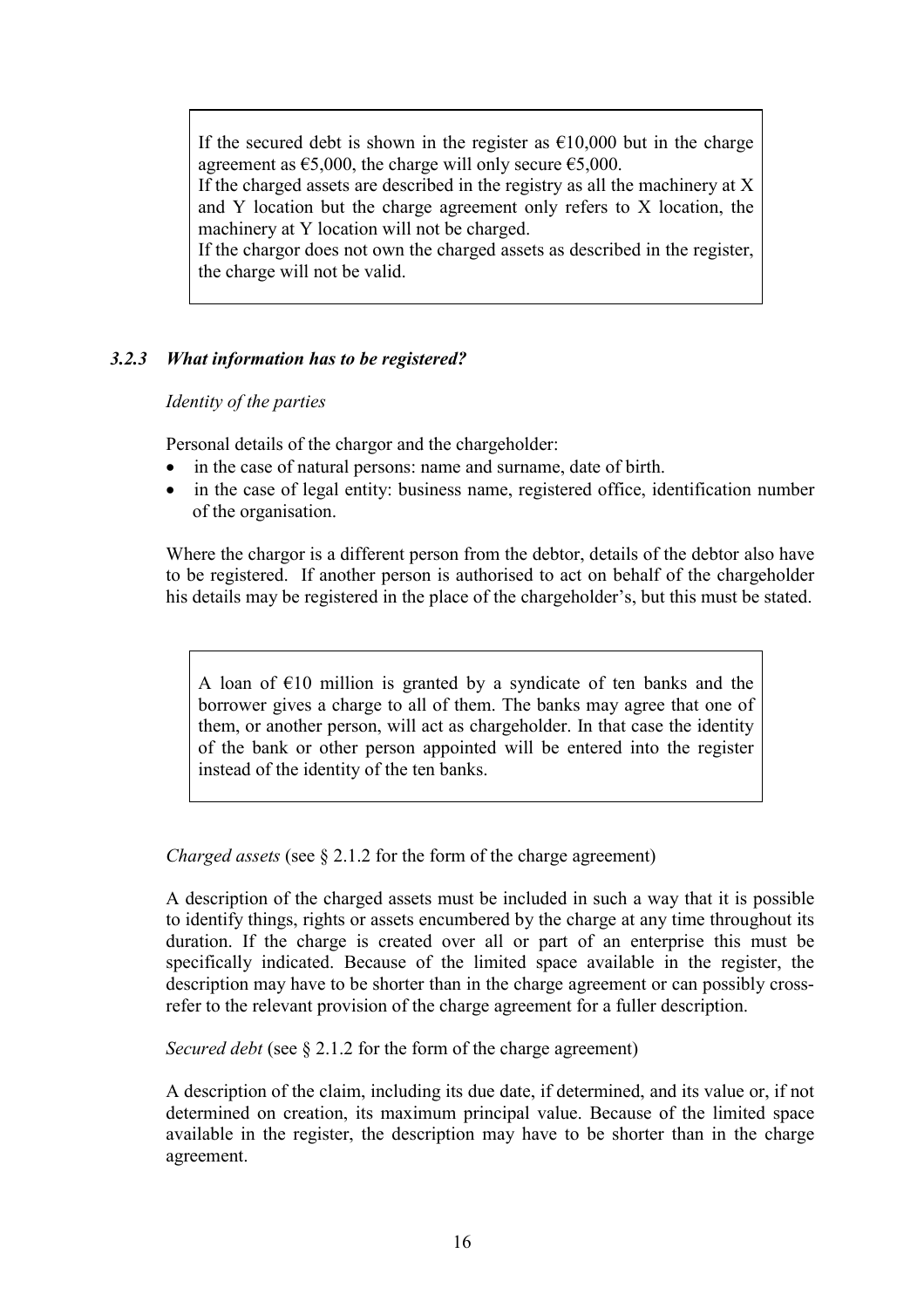> If the secured debt is shown in the register as €10,000 but in the charge agreement as €5,000, the charge will only secure €5,000.
> If the charged assets are described in the registry as all the machinery at X and Y location but the charge agreement only refers to X location, the machinery at Y location will not be charged.
> If the chargor does not own the charged assets as described in the register, the charge will not be valid.

### *3.2.3 What information has to be registered?*

*Identity of the parties*

Personal details of the chargor and the chargeholder:

- in the case of natural persons: name and surname, date of birth.
- in the case of legal entity: business name, registered office, identification number of the organisation.

Where the chargor is a different person from the debtor, details of the debtor also have to be registered. If another person is authorised to act on behalf of the chargeholder his details may be registered in the place of the chargeholder's, but this must be stated.

> A loan of €10 million is granted by a syndicate of ten banks and the borrower gives a charge to all of them. The banks may agree that one of them, or another person, will act as chargeholder. In that case the identity of the bank or other person appointed will be entered into the register instead of the identity of the ten banks.

*Charged assets* (see § 2.1.2 for the form of the charge agreement)

A description of the charged assets must be included in such a way that it is possible to identify things, rights or assets encumbered by the charge at any time throughout its duration. If the charge is created over all or part of an enterprise this must be specifically indicated. Because of the limited space available in the register, the description may have to be shorter than in the charge agreement or can possibly cross-refer to the relevant provision of the charge agreement for a fuller description.

*Secured debt* (see § 2.1.2 for the form of the charge agreement)

A description of the claim, including its due date, if determined, and its value or, if not determined on creation, its maximum principal value. Because of the limited space available in the register, the description may have to be shorter than in the charge agreement.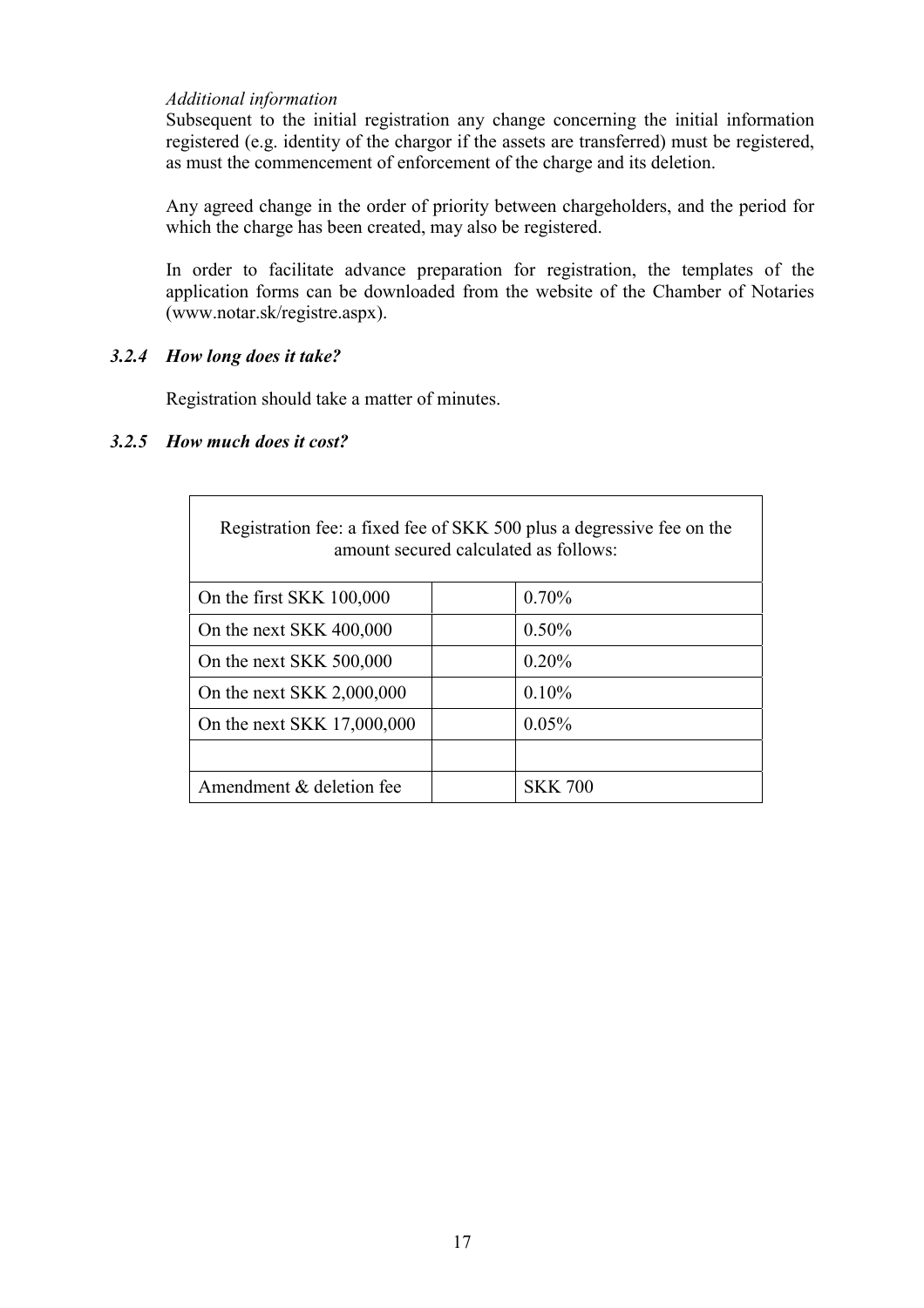*Additional information*

Subsequent to the initial registration any change concerning the initial information registered (e.g. identity of the chargor if the assets are transferred) must be registered, as must the commencement of enforcement of the charge and its deletion.

Any agreed change in the order of priority between chargeholders, and the period for which the charge has been created, may also be registered.

In order to facilitate advance preparation for registration, the templates of the application forms can be downloaded from the website of the Chamber of Notaries (www.notar.sk/registre.aspx).

### *3.2.4 How long does it take?*

Registration should take a matter of minutes.

### *3.2.5 How much does it cost?*

| Registration fee: a fixed fee of SKK 500 plus a degressive fee on the amount secured calculated as follows: | | |
|---|---|---|
| On the first SKK 100,000 | | 0.70% |
| On the next SKK 400,000 | | 0.50% |
| On the next SKK 500,000 | | 0.20% |
| On the next SKK 2,000,000 | | 0.10% |
| On the next SKK 17,000,000 | | 0.05% |
| | | |
| Amendment & deletion fee | | SKK 700 |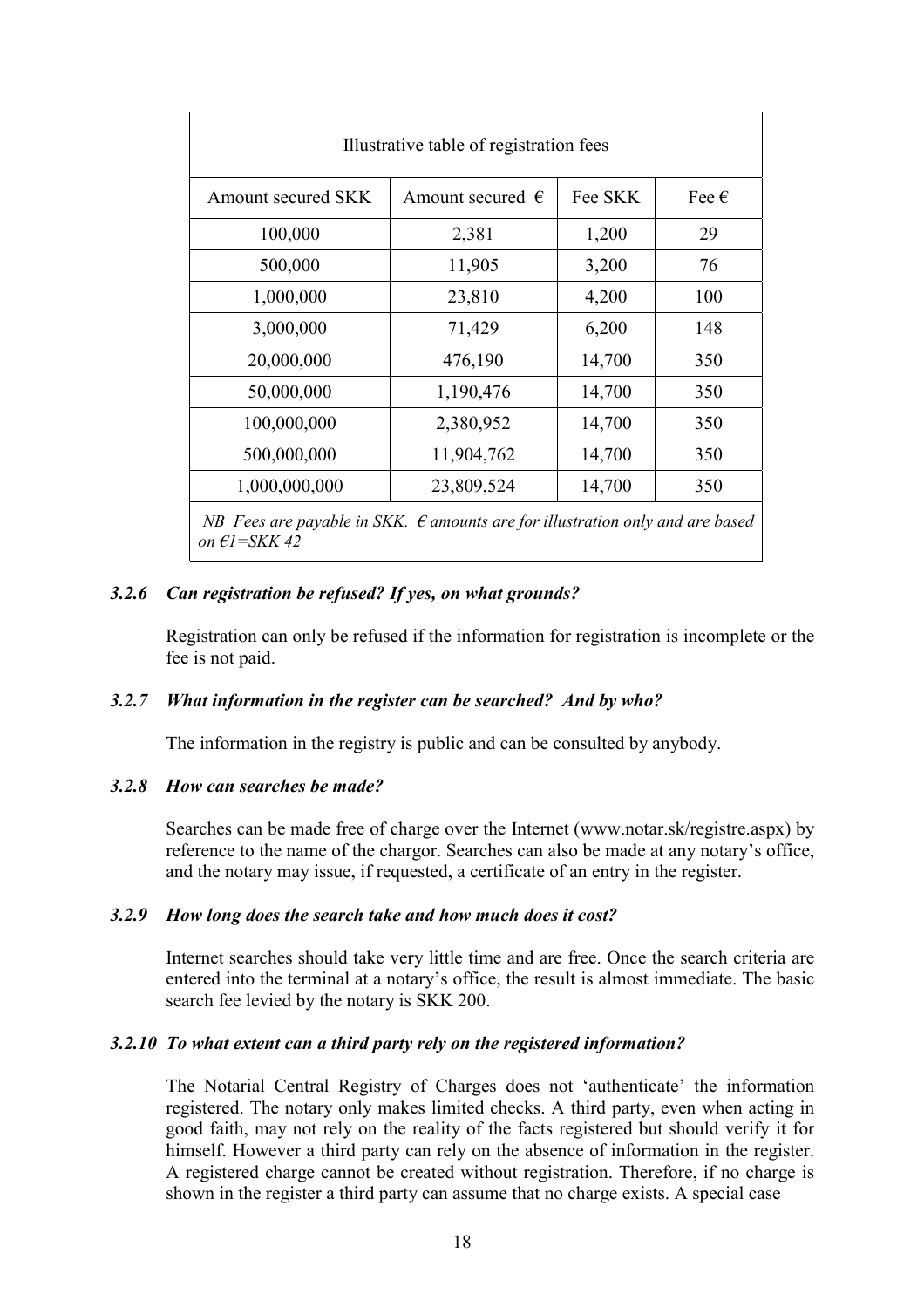| Illustrative table of registration fees | | | |
|---|---|---|---|
| Amount secured SKK | Amount secured € | Fee SKK | Fee € |
| 100,000 | 2,381 | 1,200 | 29 |
| 500,000 | 11,905 | 3,200 | 76 |
| 1,000,000 | 23,810 | 4,200 | 100 |
| 3,000,000 | 71,429 | 6,200 | 148 |
| 20,000,000 | 476,190 | 14,700 | 350 |
| 50,000,000 | 1,190,476 | 14,700 | 350 |
| 100,000,000 | 2,380,952 | 14,700 | 350 |
| 500,000,000 | 11,904,762 | 14,700 | 350 |
| 1,000,000,000 | 23,809,524 | 14,700 | 350 |
| *NB Fees are payable in SKK. € amounts are for illustration only and are based on €1=SKK 42* | | | |

### *3.2.6 Can registration be refused? If yes, on what grounds?*

Registration can only be refused if the information for registration is incomplete or the fee is not paid.

### *3.2.7 What information in the register can be searched? And by who?*

The information in the registry is public and can be consulted by anybody.

### *3.2.8 How can searches be made?*

Searches can be made free of charge over the Internet (www.notar.sk/registre.aspx) by reference to the name of the chargor. Searches can also be made at any notary's office, and the notary may issue, if requested, a certificate of an entry in the register.

### *3.2.9 How long does the search take and how much does it cost?*

Internet searches should take very little time and are free. Once the search criteria are entered into the terminal at a notary's office, the result is almost immediate. The basic search fee levied by the notary is SKK 200.

### *3.2.10 To what extent can a third party rely on the registered information?*

The Notarial Central Registry of Charges does not 'authenticate' the information registered. The notary only makes limited checks. A third party, even when acting in good faith, may not rely on the reality of the facts registered but should verify it for himself. However a third party can rely on the absence of information in the register. A registered charge cannot be created without registration. Therefore, if no charge is shown in the register a third party can assume that no charge exists. A special case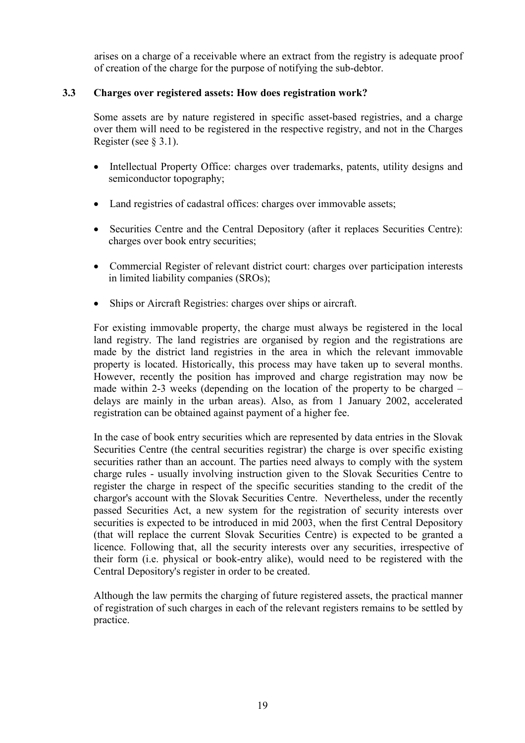arises on a charge of a receivable where an extract from the registry is adequate proof of creation of the charge for the purpose of notifying the sub-debtor.

### 3.3 Charges over registered assets: How does registration work?

Some assets are by nature registered in specific asset-based registries, and a charge over them will need to be registered in the respective registry, and not in the Charges Register (see § 3.1).

- Intellectual Property Office: charges over trademarks, patents, utility designs and semiconductor topography;
- Land registries of cadastral offices: charges over immovable assets;
- Securities Centre and the Central Depository (after it replaces Securities Centre): charges over book entry securities;
- Commercial Register of relevant district court: charges over participation interests in limited liability companies (SROs);
- Ships or Aircraft Registries: charges over ships or aircraft.

For existing immovable property, the charge must always be registered in the local land registry. The land registries are organised by region and the registrations are made by the district land registries in the area in which the relevant immovable property is located. Historically, this process may have taken up to several months. However, recently the position has improved and charge registration may now be made within 2-3 weeks (depending on the location of the property to be charged – delays are mainly in the urban areas). Also, as from 1 January 2002, accelerated registration can be obtained against payment of a higher fee.

In the case of book entry securities which are represented by data entries in the Slovak Securities Centre (the central securities registrar) the charge is over specific existing securities rather than an account. The parties need always to comply with the system charge rules - usually involving instruction given to the Slovak Securities Centre to register the charge in respect of the specific securities standing to the credit of the chargor's account with the Slovak Securities Centre. Nevertheless, under the recently passed Securities Act, a new system for the registration of security interests over securities is expected to be introduced in mid 2003, when the first Central Depository (that will replace the current Slovak Securities Centre) is expected to be granted a licence. Following that, all the security interests over any securities, irrespective of their form (i.e. physical or book-entry alike), would need to be registered with the Central Depository's register in order to be created.

Although the law permits the charging of future registered assets, the practical manner of registration of such charges in each of the relevant registers remains to be settled by practice.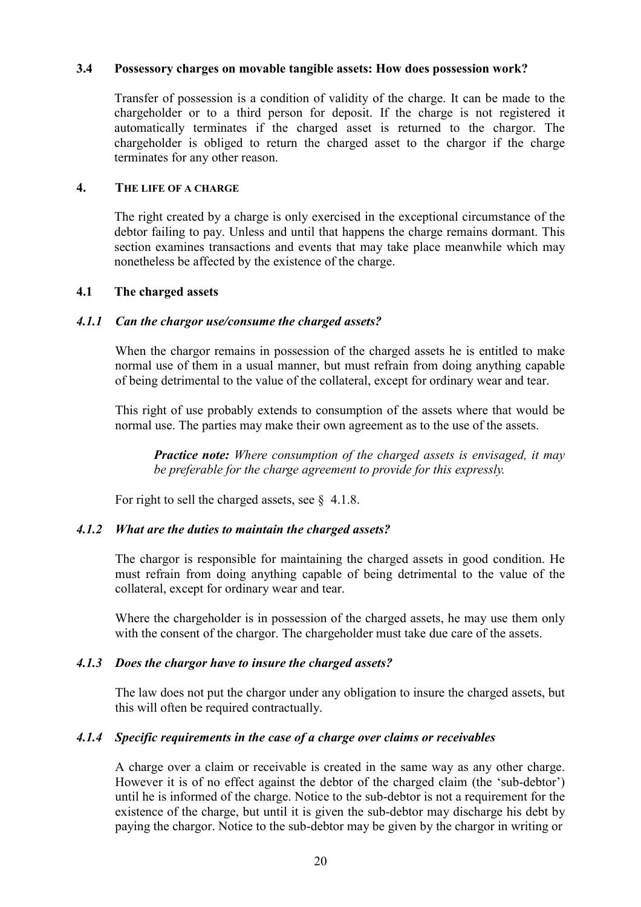### 3.4 Possessory charges on movable tangible assets: How does possession work?

Transfer of possession is a condition of validity of the charge. It can be made to the chargeholder or to a third person for deposit. If the charge is not registered it automatically terminates if the charged asset is returned to the chargor. The chargeholder is obliged to return the charged asset to the chargor if the charge terminates for any other reason.

## 4. THE LIFE OF A CHARGE

The right created by a charge is only exercised in the exceptional circumstance of the debtor failing to pay. Unless and until that happens the charge remains dormant. This section examines transactions and events that may take place meanwhile which may nonetheless be affected by the existence of the charge.

### 4.1 The charged assets

#### *4.1.1 Can the chargor use/consume the charged assets?*

When the chargor remains in possession of the charged assets he is entitled to make normal use of them in a usual manner, but must refrain from doing anything capable of being detrimental to the value of the collateral, except for ordinary wear and tear.

This right of use probably extends to consumption of the assets where that would be normal use. The parties may make their own agreement as to the use of the assets.

> ***Practice note:*** *Where consumption of the charged assets is envisaged, it may be preferable for the charge agreement to provide for this expressly.*

For right to sell the charged assets, see § 4.1.8.

#### *4.1.2 What are the duties to maintain the charged assets?*

The chargor is responsible for maintaining the charged assets in good condition. He must refrain from doing anything capable of being detrimental to the value of the collateral, except for ordinary wear and tear.

Where the chargeholder is in possession of the charged assets, he may use them only with the consent of the chargor. The chargeholder must take due care of the assets.

#### *4.1.3 Does the chargor have to insure the charged assets?*

The law does not put the chargor under any obligation to insure the charged assets, but this will often be required contractually.

#### *4.1.4 Specific requirements in the case of a charge over claims or receivables*

A charge over a claim or receivable is created in the same way as any other charge. However it is of no effect against the debtor of the charged claim (the 'sub-debtor') until he is informed of the charge. Notice to the sub-debtor is not a requirement for the existence of the charge, but until it is given the sub-debtor may discharge his debt by paying the chargor. Notice to the sub-debtor may be given by the chargor in writing or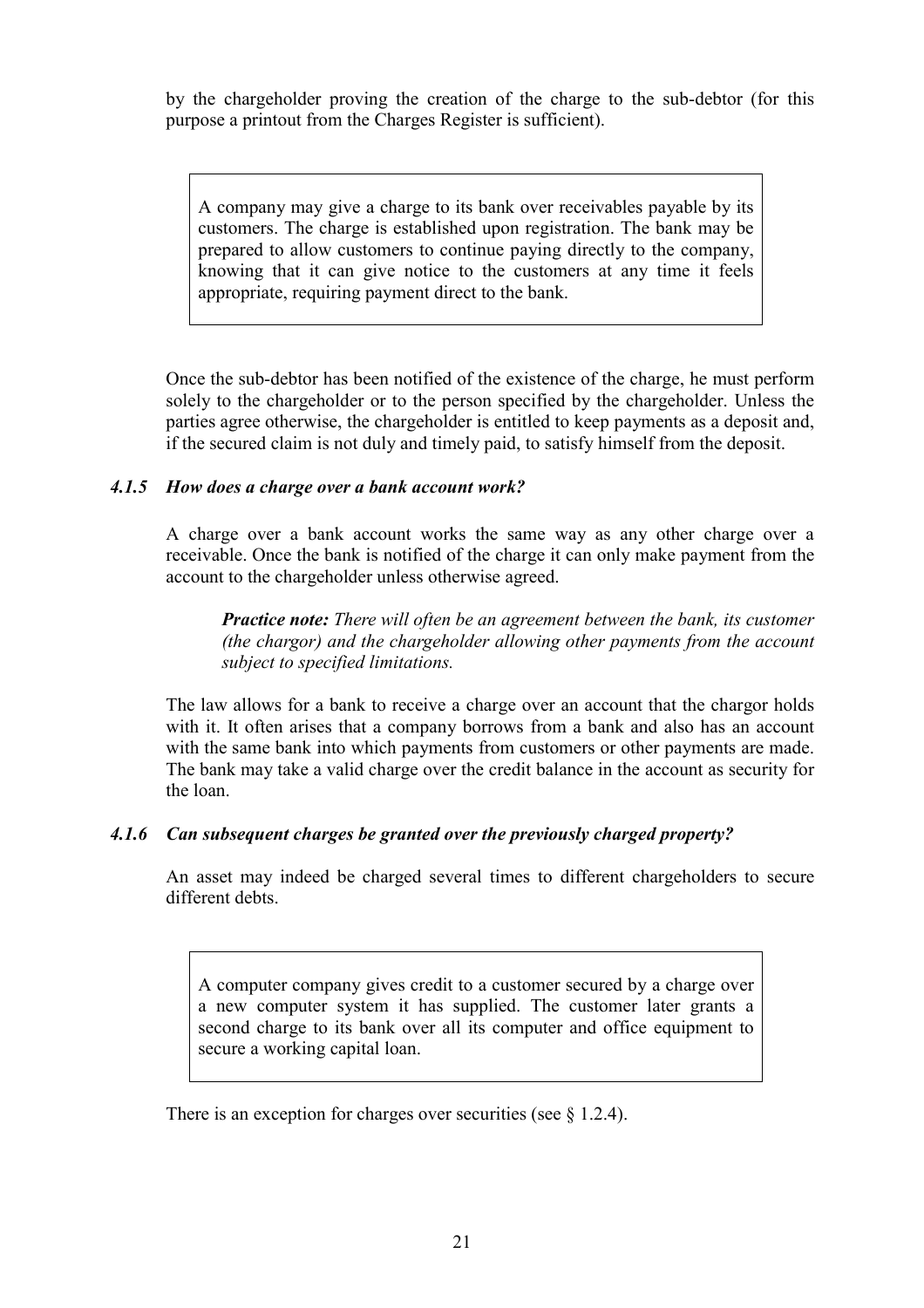by the chargeholder proving the creation of the charge to the sub-debtor (for this purpose a printout from the Charges Register is sufficient).

> A company may give a charge to its bank over receivables payable by its customers. The charge is established upon registration. The bank may be prepared to allow customers to continue paying directly to the company, knowing that it can give notice to the customers at any time it feels appropriate, requiring payment direct to the bank.

Once the sub-debtor has been notified of the existence of the charge, he must perform solely to the chargeholder or to the person specified by the chargeholder. Unless the parties agree otherwise, the chargeholder is entitled to keep payments as a deposit and, if the secured claim is not duly and timely paid, to satisfy himself from the deposit.

#### *4.1.5 How does a charge over a bank account work?*

A charge over a bank account works the same way as any other charge over a receivable. Once the bank is notified of the charge it can only make payment from the account to the chargeholder unless otherwise agreed.

> ***Practice note:*** *There will often be an agreement between the bank, its customer (the chargor) and the chargeholder allowing other payments from the account subject to specified limitations.*

The law allows for a bank to receive a charge over an account that the chargor holds with it. It often arises that a company borrows from a bank and also has an account with the same bank into which payments from customers or other payments are made. The bank may take a valid charge over the credit balance in the account as security for the loan.

#### *4.1.6 Can subsequent charges be granted over the previously charged property?*

An asset may indeed be charged several times to different chargeholders to secure different debts.

> A computer company gives credit to a customer secured by a charge over a new computer system it has supplied. The customer later grants a second charge to its bank over all its computer and office equipment to secure a working capital loan.

There is an exception for charges over securities (see § 1.2.4).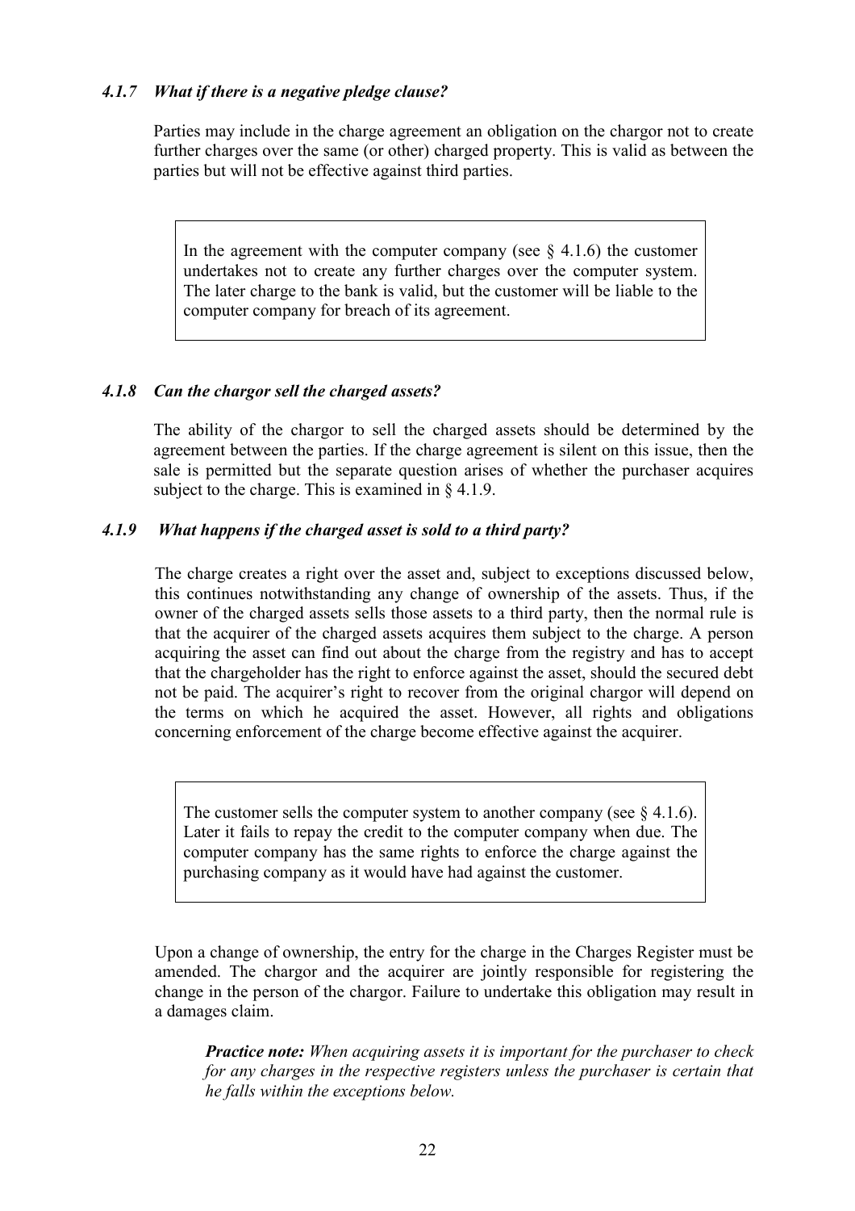### *4.1.7 What if there is a negative pledge clause?*

Parties may include in the charge agreement an obligation on the chargor not to create further charges over the same (or other) charged property. This is valid as between the parties but will not be effective against third parties.

> In the agreement with the computer company (see § 4.1.6) the customer undertakes not to create any further charges over the computer system. The later charge to the bank is valid, but the customer will be liable to the computer company for breach of its agreement.

### *4.1.8 Can the chargor sell the charged assets?*

The ability of the chargor to sell the charged assets should be determined by the agreement between the parties. If the charge agreement is silent on this issue, then the sale is permitted but the separate question arises of whether the purchaser acquires subject to the charge. This is examined in § 4.1.9.

### *4.1.9 What happens if the charged asset is sold to a third party?*

The charge creates a right over the asset and, subject to exceptions discussed below, this continues notwithstanding any change of ownership of the assets. Thus, if the owner of the charged assets sells those assets to a third party, then the normal rule is that the acquirer of the charged assets acquires them subject to the charge. A person acquiring the asset can find out about the charge from the registry and has to accept that the chargeholder has the right to enforce against the asset, should the secured debt not be paid. The acquirer's right to recover from the original chargor will depend on the terms on which he acquired the asset. However, all rights and obligations concerning enforcement of the charge become effective against the acquirer.

> The customer sells the computer system to another company (see § 4.1.6). Later it fails to repay the credit to the computer company when due. The computer company has the same rights to enforce the charge against the purchasing company as it would have had against the customer.

Upon a change of ownership, the entry for the charge in the Charges Register must be amended. The chargor and the acquirer are jointly responsible for registering the change in the person of the chargor. Failure to undertake this obligation may result in a damages claim.

> ***Practice note:*** *When acquiring assets it is important for the purchaser to check for any charges in the respective registers unless the purchaser is certain that he falls within the exceptions below.*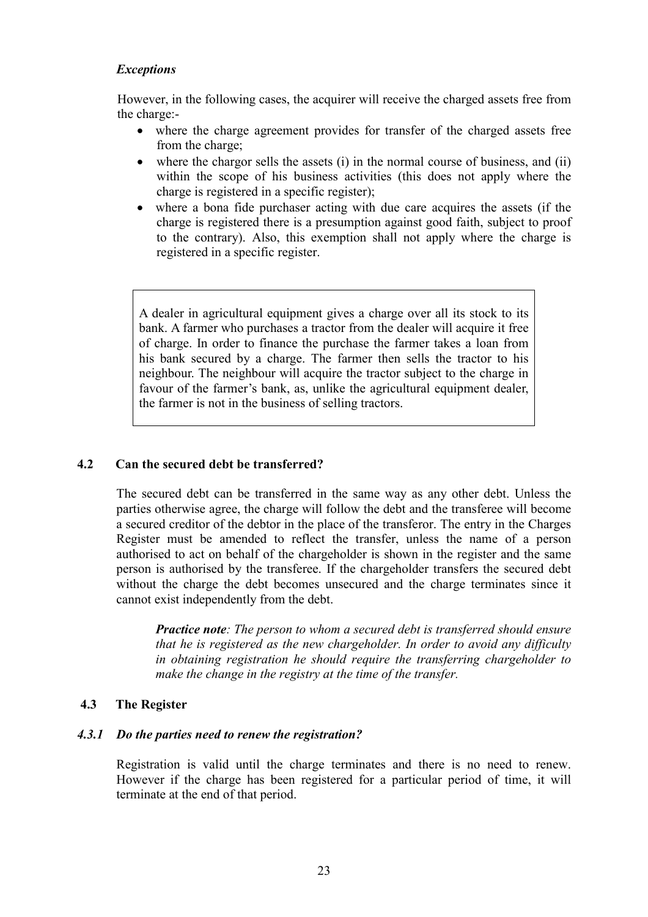***Exceptions***

However, in the following cases, the acquirer will receive the charged assets free from the charge:-

- where the charge agreement provides for transfer of the charged assets free from the charge;
- where the chargor sells the assets (i) in the normal course of business, and (ii) within the scope of his business activities (this does not apply where the charge is registered in a specific register);
- where a bona fide purchaser acting with due care acquires the assets (if the charge is registered there is a presumption against good faith, subject to proof to the contrary). Also, this exemption shall not apply where the charge is registered in a specific register.

> A dealer in agricultural equipment gives a charge over all its stock to its bank. A farmer who purchases a tractor from the dealer will acquire it free of charge. In order to finance the purchase the farmer takes a loan from his bank secured by a charge. The farmer then sells the tractor to his neighbour. The neighbour will acquire the tractor subject to the charge in favour of the farmer's bank, as, unlike the agricultural equipment dealer, the farmer is not in the business of selling tractors.

### 4.2 Can the secured debt be transferred?

The secured debt can be transferred in the same way as any other debt. Unless the parties otherwise agree, the charge will follow the debt and the transferee will become a secured creditor of the debtor in the place of the transferor. The entry in the Charges Register must be amended to reflect the transfer, unless the name of a person authorised to act on behalf of the chargeholder is shown in the register and the same person is authorised by the transferee. If the chargeholder transfers the secured debt without the charge the debt becomes unsecured and the charge terminates since it cannot exist independently from the debt.

> ***Practice note****: The person to whom a secured debt is transferred should ensure that he is registered as the new chargeholder. In order to avoid any difficulty in obtaining registration he should require the transferring chargeholder to make the change in the registry at the time of the transfer.*

### 4.3 The Register

#### *4.3.1 Do the parties need to renew the registration?*

Registration is valid until the charge terminates and there is no need to renew. However if the charge has been registered for a particular period of time, it will terminate at the end of that period.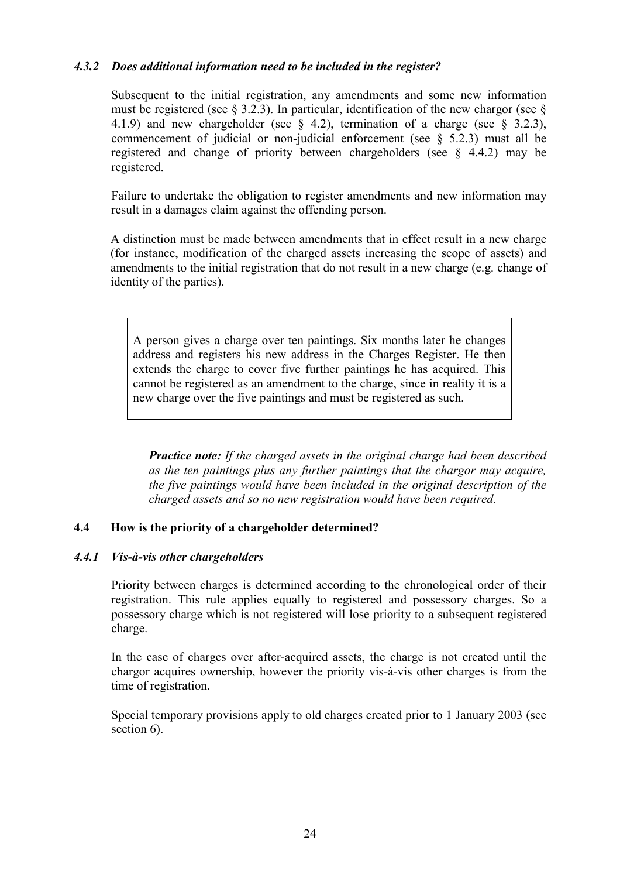### *4.3.2 Does additional information need to be included in the register?*

Subsequent to the initial registration, any amendments and some new information must be registered (see § 3.2.3). In particular, identification of the new chargor (see § 4.1.9) and new chargeholder (see § 4.2), termination of a charge (see § 3.2.3), commencement of judicial or non-judicial enforcement (see § 5.2.3) must all be registered and change of priority between chargeholders (see § 4.4.2) may be registered.

Failure to undertake the obligation to register amendments and new information may result in a damages claim against the offending person.

A distinction must be made between amendments that in effect result in a new charge (for instance, modification of the charged assets increasing the scope of assets) and amendments to the initial registration that do not result in a new charge (e.g. change of identity of the parties).

> A person gives a charge over ten paintings. Six months later he changes address and registers his new address in the Charges Register. He then extends the charge to cover five further paintings he has acquired. This cannot be registered as an amendment to the charge, since in reality it is a new charge over the five paintings and must be registered as such.

***Practice note:*** *If the charged assets in the original charge had been described as the ten paintings plus any further paintings that the chargor may acquire, the five paintings would have been included in the original description of the charged assets and so no new registration would have been required.*

## 4.4 How is the priority of a chargeholder determined?

### *4.4.1 Vis-à-vis other chargeholders*

Priority between charges is determined according to the chronological order of their registration. This rule applies equally to registered and possessory charges. So a possessory charge which is not registered will lose priority to a subsequent registered charge.

In the case of charges over after-acquired assets, the charge is not created until the chargor acquires ownership, however the priority vis-à-vis other charges is from the time of registration.

Special temporary provisions apply to old charges created prior to 1 January 2003 (see section 6).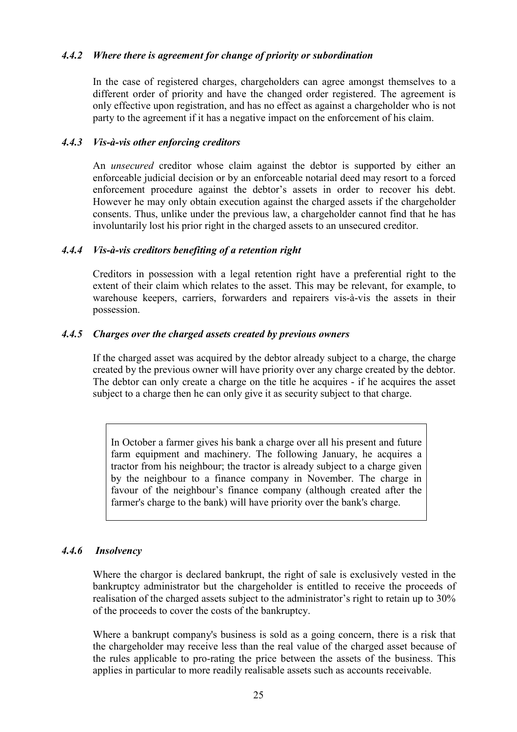#### *4.4.2 Where there is agreement for change of priority or subordination*

In the case of registered charges, chargeholders can agree amongst themselves to a different order of priority and have the changed order registered. The agreement is only effective upon registration, and has no effect as against a chargeholder who is not party to the agreement if it has a negative impact on the enforcement of his claim.

#### *4.4.3 Vis-à-vis other enforcing creditors*

An *unsecured* creditor whose claim against the debtor is supported by either an enforceable judicial decision or by an enforceable notarial deed may resort to a forced enforcement procedure against the debtor's assets in order to recover his debt. However he may only obtain execution against the charged assets if the chargeholder consents. Thus, unlike under the previous law, a chargeholder cannot find that he has involuntarily lost his prior right in the charged assets to an unsecured creditor.

#### *4.4.4 Vis-à-vis creditors benefiting of a retention right*

Creditors in possession with a legal retention right have a preferential right to the extent of their claim which relates to the asset. This may be relevant, for example, to warehouse keepers, carriers, forwarders and repairers vis-à-vis the assets in their possession.

#### *4.4.5 Charges over the charged assets created by previous owners*

If the charged asset was acquired by the debtor already subject to a charge, the charge created by the previous owner will have priority over any charge created by the debtor. The debtor can only create a charge on the title he acquires - if he acquires the asset subject to a charge then he can only give it as security subject to that charge.

> In October a farmer gives his bank a charge over all his present and future farm equipment and machinery. The following January, he acquires a tractor from his neighbour; the tractor is already subject to a charge given by the neighbour to a finance company in November. The charge in favour of the neighbour's finance company (although created after the farmer's charge to the bank) will have priority over the bank's charge.

#### *4.4.6 Insolvency*

Where the chargor is declared bankrupt, the right of sale is exclusively vested in the bankruptcy administrator but the chargeholder is entitled to receive the proceeds of realisation of the charged assets subject to the administrator's right to retain up to 30% of the proceeds to cover the costs of the bankruptcy.

Where a bankrupt company's business is sold as a going concern, there is a risk that the chargeholder may receive less than the real value of the charged asset because of the rules applicable to pro-rating the price between the assets of the business. This applies in particular to more readily realisable assets such as accounts receivable.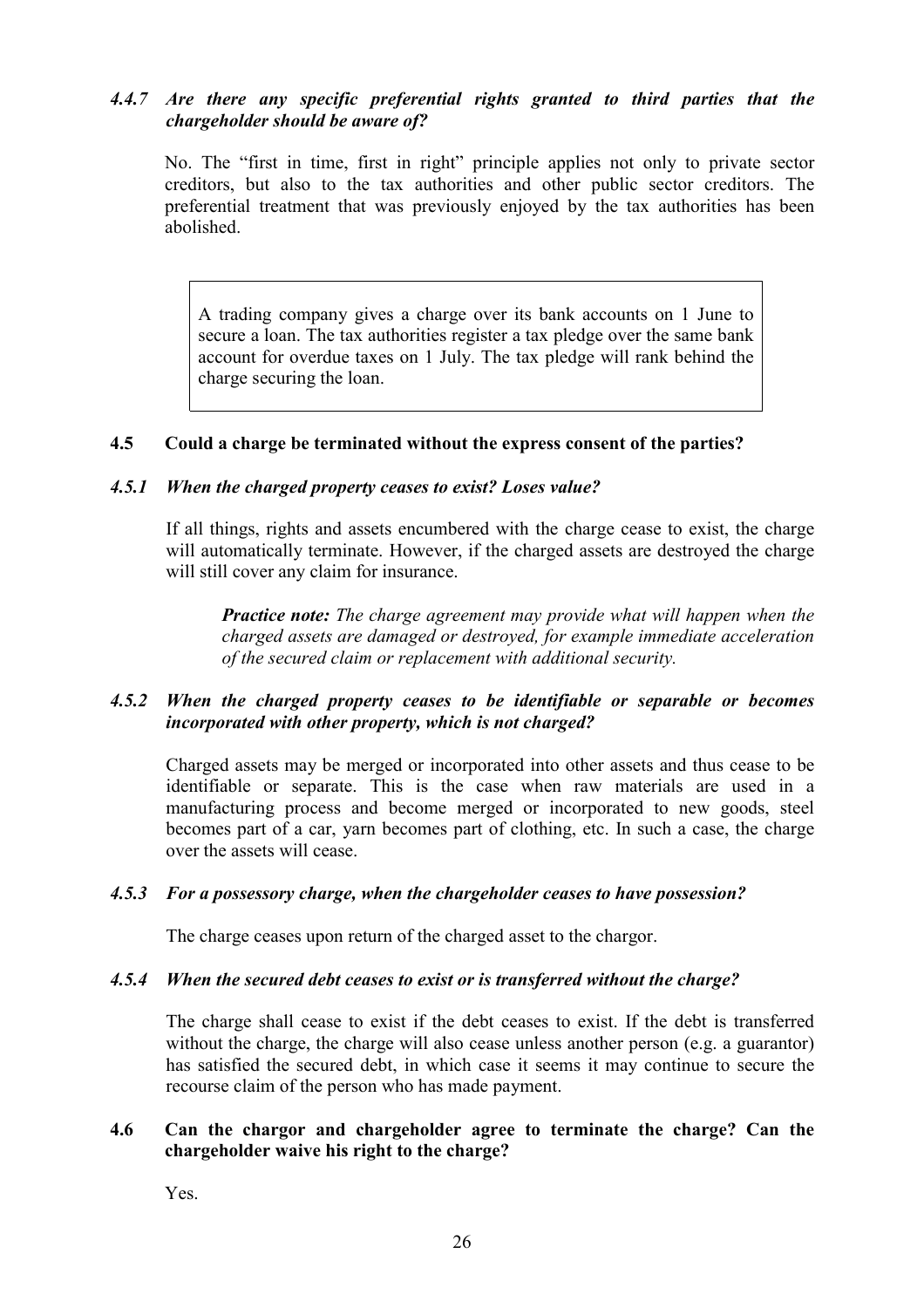#### *4.4.7 Are there any specific preferential rights granted to third parties that the chargeholder should be aware of?*

No. The "first in time, first in right" principle applies not only to private sector creditors, but also to the tax authorities and other public sector creditors. The preferential treatment that was previously enjoyed by the tax authorities has been abolished.

> A trading company gives a charge over its bank accounts on 1 June to secure a loan. The tax authorities register a tax pledge over the same bank account for overdue taxes on 1 July. The tax pledge will rank behind the charge securing the loan.

### 4.5 Could a charge be terminated without the express consent of the parties?

#### *4.5.1 When the charged property ceases to exist? Loses value?*

If all things, rights and assets encumbered with the charge cease to exist, the charge will automatically terminate. However, if the charged assets are destroyed the charge will still cover any claim for insurance.

> ***Practice note:*** *The charge agreement may provide what will happen when the charged assets are damaged or destroyed, for example immediate acceleration of the secured claim or replacement with additional security.*

#### *4.5.2 When the charged property ceases to be identifiable or separable or becomes incorporated with other property, which is not charged?*

Charged assets may be merged or incorporated into other assets and thus cease to be identifiable or separate. This is the case when raw materials are used in a manufacturing process and become merged or incorporated to new goods, steel becomes part of a car, yarn becomes part of clothing, etc. In such a case, the charge over the assets will cease.

#### *4.5.3 For a possessory charge, when the chargeholder ceases to have possession?*

The charge ceases upon return of the charged asset to the chargor.

#### *4.5.4 When the secured debt ceases to exist or is transferred without the charge?*

The charge shall cease to exist if the debt ceases to exist. If the debt is transferred without the charge, the charge will also cease unless another person (e.g. a guarantor) has satisfied the secured debt, in which case it seems it may continue to secure the recourse claim of the person who has made payment.

### 4.6 Can the chargor and chargeholder agree to terminate the charge? Can the chargeholder waive his right to the charge?

Yes.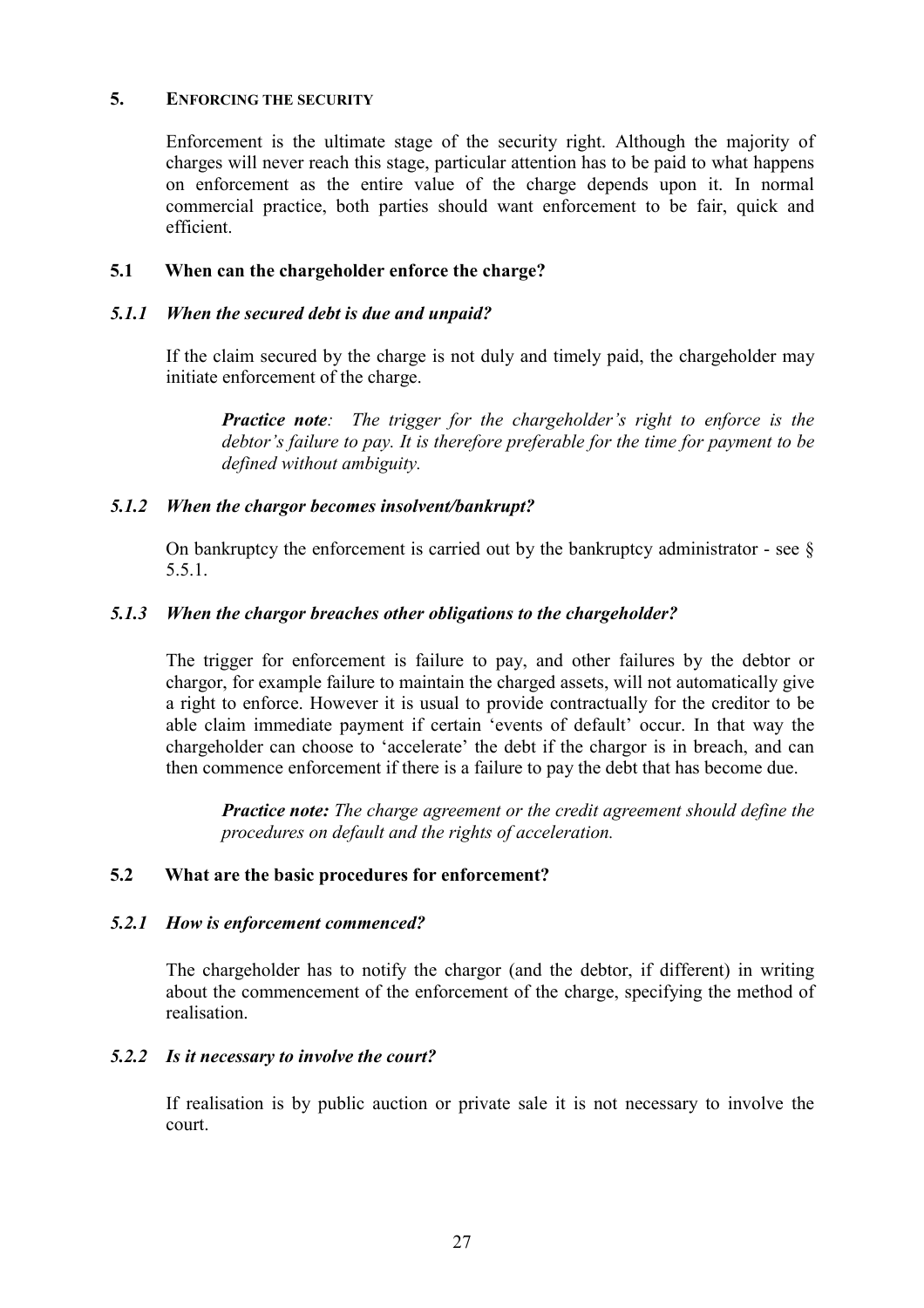## 5. ENFORCING THE SECURITY

Enforcement is the ultimate stage of the security right. Although the majority of charges will never reach this stage, particular attention has to be paid to what happens on enforcement as the entire value of the charge depends upon it. In normal commercial practice, both parties should want enforcement to be fair, quick and efficient.

### 5.1 When can the chargeholder enforce the charge?

#### *5.1.1 When the secured debt is due and unpaid?*

If the claim secured by the charge is not duly and timely paid, the chargeholder may initiate enforcement of the charge.

> ***Practice note**: The trigger for the chargeholder's right to enforce is the debtor's failure to pay. It is therefore preferable for the time for payment to be defined without ambiguity.*

#### *5.1.2 When the chargor becomes insolvent/bankrupt?*

On bankruptcy the enforcement is carried out by the bankruptcy administrator - see § 5.5.1.

#### *5.1.3 When the chargor breaches other obligations to the chargeholder?*

The trigger for enforcement is failure to pay, and other failures by the debtor or chargor, for example failure to maintain the charged assets, will not automatically give a right to enforce. However it is usual to provide contractually for the creditor to be able claim immediate payment if certain 'events of default' occur. In that way the chargeholder can choose to 'accelerate' the debt if the chargor is in breach, and can then commence enforcement if there is a failure to pay the debt that has become due.

> ***Practice note:** The charge agreement or the credit agreement should define the procedures on default and the rights of acceleration.*

### 5.2 What are the basic procedures for enforcement?

#### *5.2.1 How is enforcement commenced?*

The chargeholder has to notify the chargor (and the debtor, if different) in writing about the commencement of the enforcement of the charge, specifying the method of realisation.

#### *5.2.2 Is it necessary to involve the court?*

If realisation is by public auction or private sale it is not necessary to involve the court.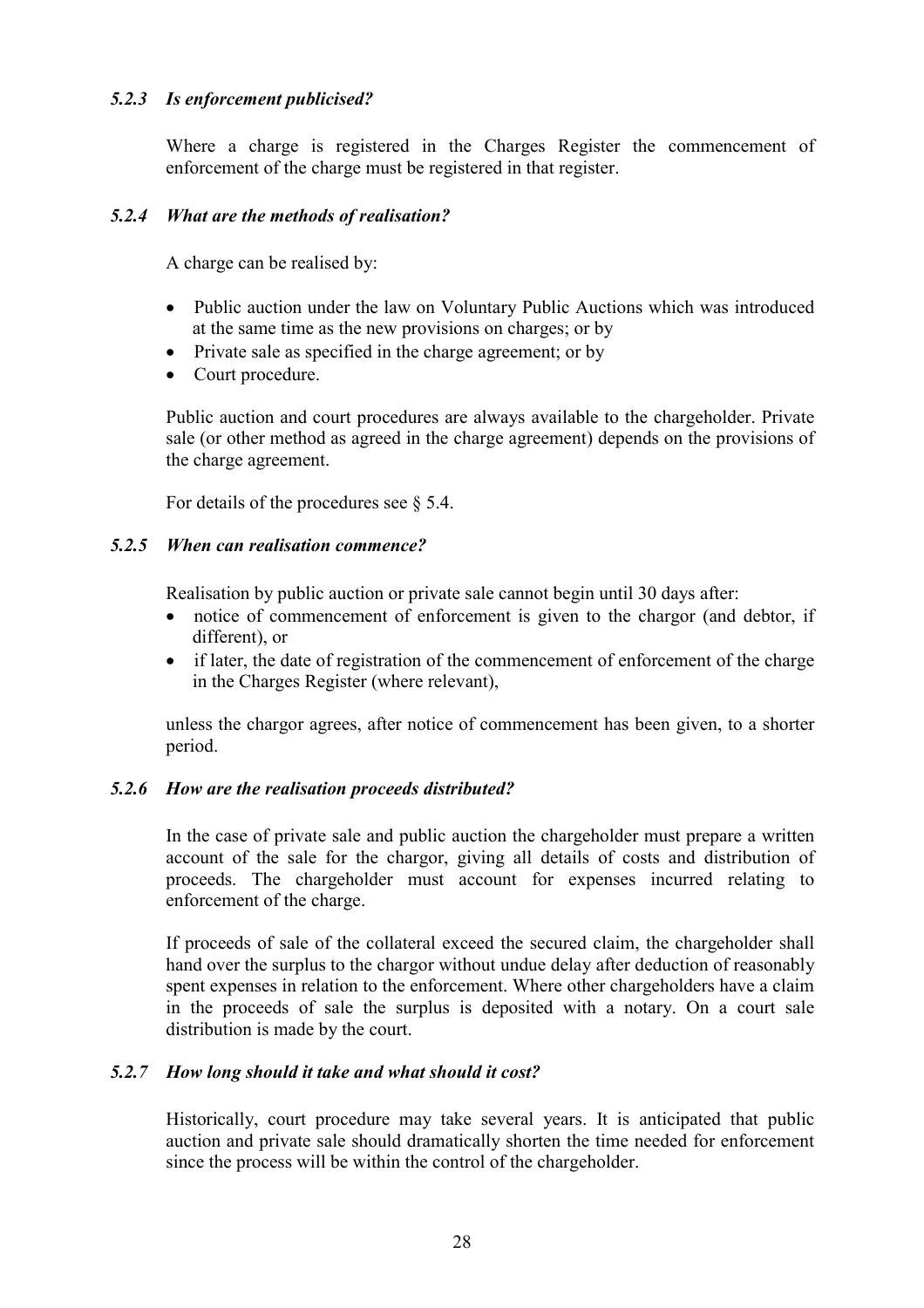### *5.2.3 Is enforcement publicised?*

Where a charge is registered in the Charges Register the commencement of enforcement of the charge must be registered in that register.

### *5.2.4 What are the methods of realisation?*

A charge can be realised by:

- Public auction under the law on Voluntary Public Auctions which was introduced at the same time as the new provisions on charges; or by
- Private sale as specified in the charge agreement; or by
- Court procedure.

Public auction and court procedures are always available to the chargeholder. Private sale (or other method as agreed in the charge agreement) depends on the provisions of the charge agreement.

For details of the procedures see § 5.4.

### *5.2.5 When can realisation commence?*

Realisation by public auction or private sale cannot begin until 30 days after:

- notice of commencement of enforcement is given to the chargor (and debtor, if different), or
- if later, the date of registration of the commencement of enforcement of the charge in the Charges Register (where relevant),

unless the chargor agrees, after notice of commencement has been given, to a shorter period.

### *5.2.6 How are the realisation proceeds distributed?*

In the case of private sale and public auction the chargeholder must prepare a written account of the sale for the chargor, giving all details of costs and distribution of proceeds. The chargeholder must account for expenses incurred relating to enforcement of the charge.

If proceeds of sale of the collateral exceed the secured claim, the chargeholder shall hand over the surplus to the chargor without undue delay after deduction of reasonably spent expenses in relation to the enforcement. Where other chargeholders have a claim in the proceeds of sale the surplus is deposited with a notary. On a court sale distribution is made by the court.

### *5.2.7 How long should it take and what should it cost?*

Historically, court procedure may take several years. It is anticipated that public auction and private sale should dramatically shorten the time needed for enforcement since the process will be within the control of the chargeholder.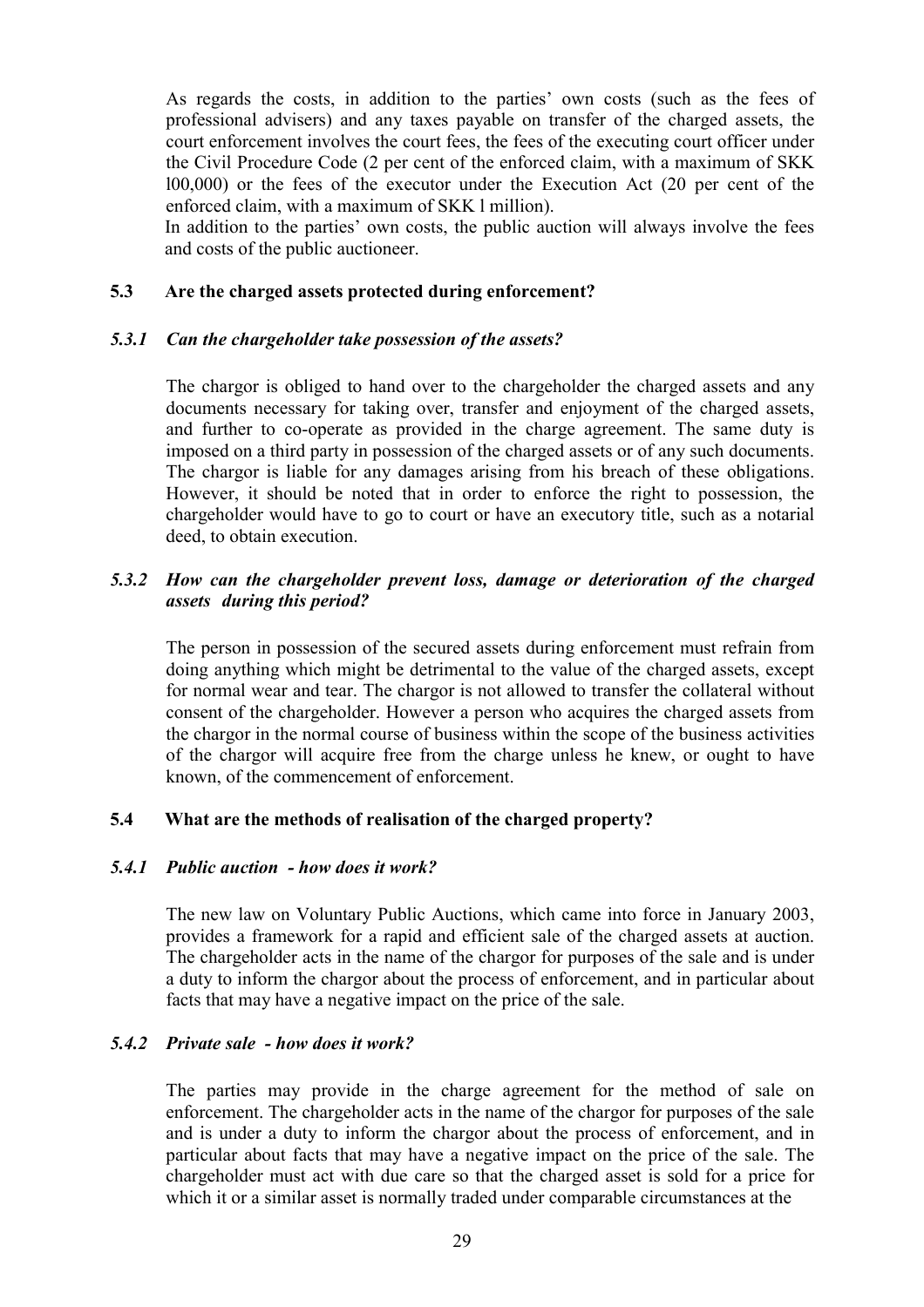As regards the costs, in addition to the parties' own costs (such as the fees of professional advisers) and any taxes payable on transfer of the charged assets, the court enforcement involves the court fees, the fees of the executing court officer under the Civil Procedure Code (2 per cent of the enforced claim, with a maximum of SKK l00,000) or the fees of the executor under the Execution Act (20 per cent of the enforced claim, with a maximum of SKK l million).

In addition to the parties' own costs, the public auction will always involve the fees and costs of the public auctioneer.

## 5.3 Are the charged assets protected during enforcement?

### *5.3.1 Can the chargeholder take possession of the assets?*

The chargor is obliged to hand over to the chargeholder the charged assets and any documents necessary for taking over, transfer and enjoyment of the charged assets, and further to co-operate as provided in the charge agreement. The same duty is imposed on a third party in possession of the charged assets or of any such documents. The chargor is liable for any damages arising from his breach of these obligations. However, it should be noted that in order to enforce the right to possession, the chargeholder would have to go to court or have an executory title, such as a notarial deed, to obtain execution.

### *5.3.2 How can the chargeholder prevent loss, damage or deterioration of the charged assets during this period?*

The person in possession of the secured assets during enforcement must refrain from doing anything which might be detrimental to the value of the charged assets, except for normal wear and tear. The chargor is not allowed to transfer the collateral without consent of the chargeholder. However a person who acquires the charged assets from the chargor in the normal course of business within the scope of the business activities of the chargor will acquire free from the charge unless he knew, or ought to have known, of the commencement of enforcement.

## 5.4 What are the methods of realisation of the charged property?

### *5.4.1 Public auction - how does it work?*

The new law on Voluntary Public Auctions, which came into force in January 2003, provides a framework for a rapid and efficient sale of the charged assets at auction. The chargeholder acts in the name of the chargor for purposes of the sale and is under a duty to inform the chargor about the process of enforcement, and in particular about facts that may have a negative impact on the price of the sale.

### *5.4.2 Private sale - how does it work?*

The parties may provide in the charge agreement for the method of sale on enforcement. The chargeholder acts in the name of the chargor for purposes of the sale and is under a duty to inform the chargor about the process of enforcement, and in particular about facts that may have a negative impact on the price of the sale. The chargeholder must act with due care so that the charged asset is sold for a price for which it or a similar asset is normally traded under comparable circumstances at the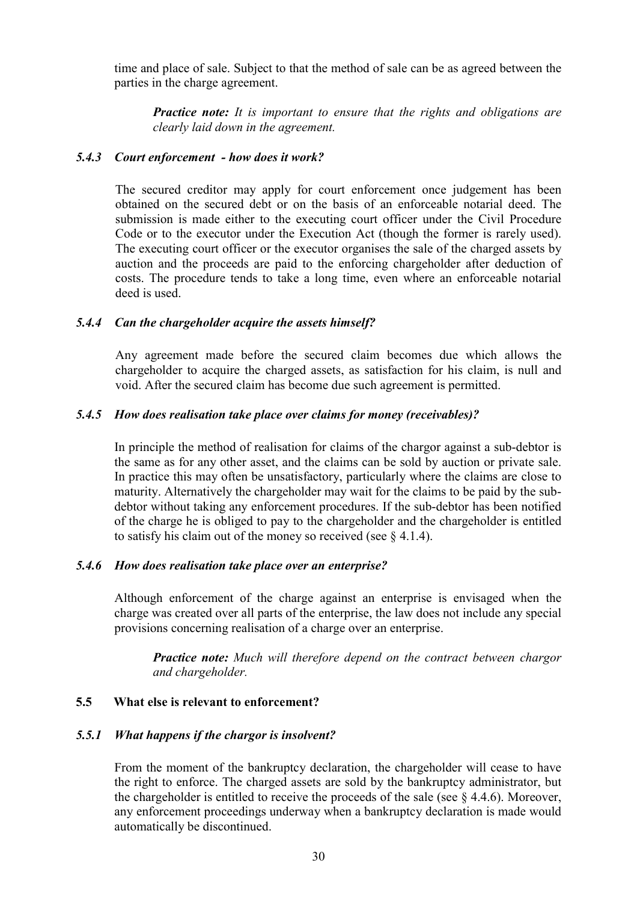time and place of sale. Subject to that the method of sale can be as agreed between the parties in the charge agreement.

> ***Practice note:*** *It is important to ensure that the rights and obligations are clearly laid down in the agreement.*

#### *5.4.3 Court enforcement - how does it work?*

The secured creditor may apply for court enforcement once judgement has been obtained on the secured debt or on the basis of an enforceable notarial deed. The submission is made either to the executing court officer under the Civil Procedure Code or to the executor under the Execution Act (though the former is rarely used). The executing court officer or the executor organises the sale of the charged assets by auction and the proceeds are paid to the enforcing chargeholder after deduction of costs. The procedure tends to take a long time, even where an enforceable notarial deed is used.

#### *5.4.4 Can the chargeholder acquire the assets himself?*

Any agreement made before the secured claim becomes due which allows the chargeholder to acquire the charged assets, as satisfaction for his claim, is null and void. After the secured claim has become due such agreement is permitted.

#### *5.4.5 How does realisation take place over claims for money (receivables)?*

In principle the method of realisation for claims of the chargor against a sub-debtor is the same as for any other asset, and the claims can be sold by auction or private sale. In practice this may often be unsatisfactory, particularly where the claims are close to maturity. Alternatively the chargeholder may wait for the claims to be paid by the sub-debtor without taking any enforcement procedures. If the sub-debtor has been notified of the charge he is obliged to pay to the chargeholder and the chargeholder is entitled to satisfy his claim out of the money so received (see § 4.1.4).

#### *5.4.6 How does realisation take place over an enterprise?*

Although enforcement of the charge against an enterprise is envisaged when the charge was created over all parts of the enterprise, the law does not include any special provisions concerning realisation of a charge over an enterprise.

> ***Practice note:*** *Much will therefore depend on the contract between chargor and chargeholder.*

### **5.5 What else is relevant to enforcement?**

#### *5.5.1 What happens if the chargor is insolvent?*

From the moment of the bankruptcy declaration, the chargeholder will cease to have the right to enforce. The charged assets are sold by the bankruptcy administrator, but the chargeholder is entitled to receive the proceeds of the sale (see § 4.4.6). Moreover, any enforcement proceedings underway when a bankruptcy declaration is made would automatically be discontinued.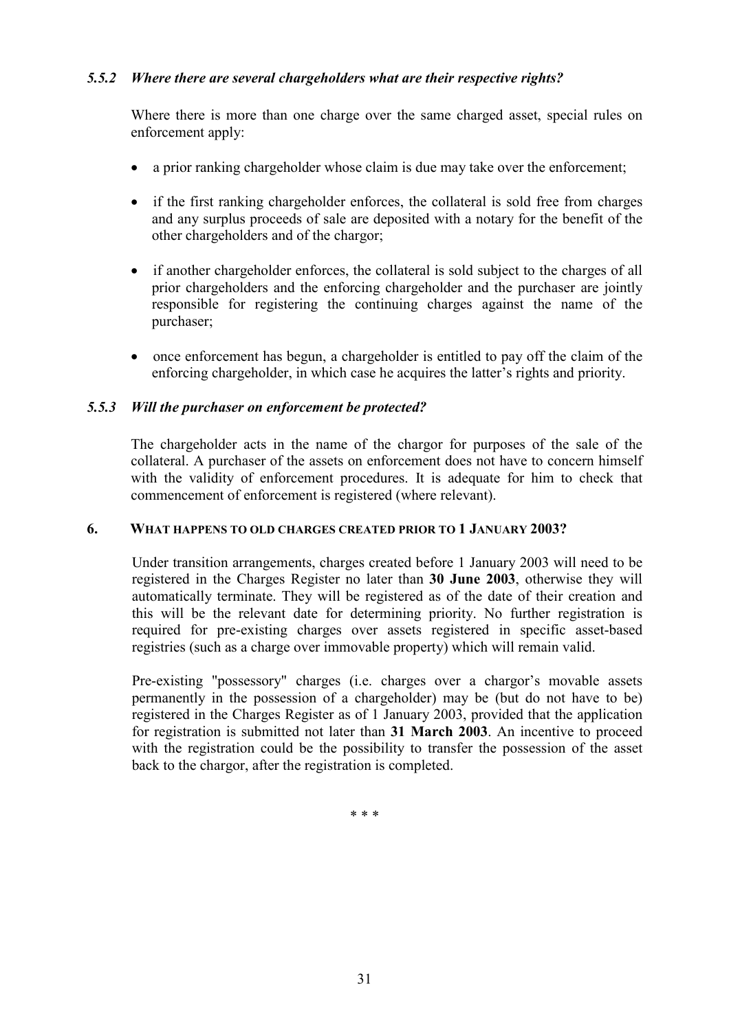### *5.5.2 Where there are several chargeholders what are their respective rights?*

Where there is more than one charge over the same charged asset, special rules on enforcement apply:

- a prior ranking chargeholder whose claim is due may take over the enforcement;
- if the first ranking chargeholder enforces, the collateral is sold free from charges and any surplus proceeds of sale are deposited with a notary for the benefit of the other chargeholders and of the chargor;
- if another chargeholder enforces, the collateral is sold subject to the charges of all prior chargeholders and the enforcing chargeholder and the purchaser are jointly responsible for registering the continuing charges against the name of the purchaser;
- once enforcement has begun, a chargeholder is entitled to pay off the claim of the enforcing chargeholder, in which case he acquires the latter's rights and priority.

### *5.5.3 Will the purchaser on enforcement be protected?*

The chargeholder acts in the name of the chargor for purposes of the sale of the collateral. A purchaser of the assets on enforcement does not have to concern himself with the validity of enforcement procedures. It is adequate for him to check that commencement of enforcement is registered (where relevant).

## 6. WHAT HAPPENS TO OLD CHARGES CREATED PRIOR TO 1 JANUARY 2003?

Under transition arrangements, charges created before 1 January 2003 will need to be registered in the Charges Register no later than **30 June 2003**, otherwise they will automatically terminate. They will be registered as of the date of their creation and this will be the relevant date for determining priority. No further registration is required for pre-existing charges over assets registered in specific asset-based registries (such as a charge over immovable property) which will remain valid.

Pre-existing "possessory" charges (i.e. charges over a chargor's movable assets permanently in the possession of a chargeholder) may be (but do not have to be) registered in the Charges Register as of 1 January 2003, provided that the application for registration is submitted not later than **31 March 2003**. An incentive to proceed with the registration could be the possibility to transfer the possession of the asset back to the chargor, after the registration is completed.

\* \* \*